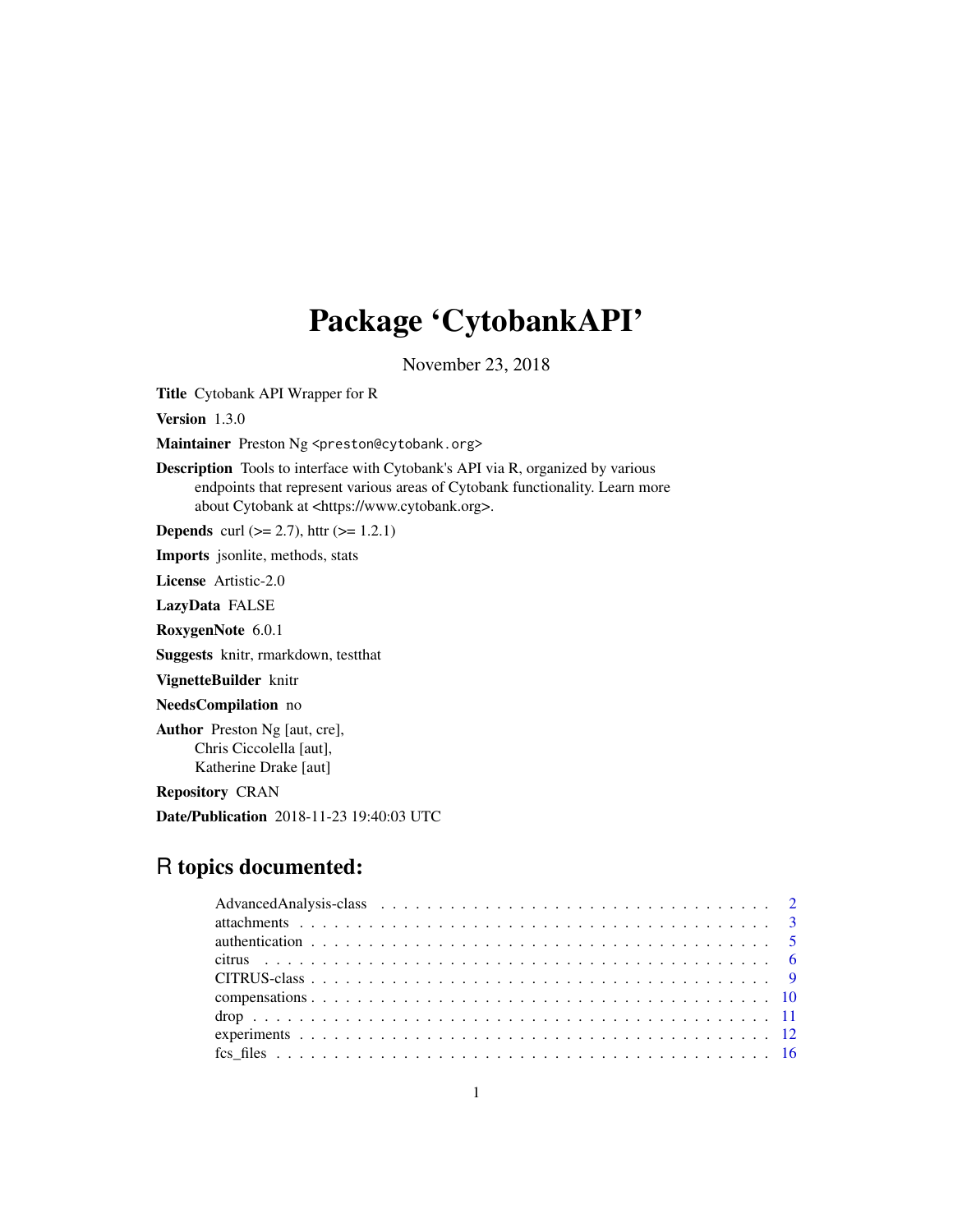# Package 'CytobankAPI'

November 23, 2018

**Title** Cytobank API Wrapper for R

**Version** 1.3.0

**Maintainer** Preston Ng <preston@cytobank.org>

**Description** Tools to interface with Cytobank's API via R, organized by various endpoints that represent various areas of Cytobank functionality. Learn more about Cytobank at <https://www.cytobank.org>.

**Depends** curl (>= 2.7), httr (>= 1.2.1)

**Imports** jsonlite, methods, stats

**License** Artistic-2.0

**LazyData** FALSE

**RoxygenNote** 6.0.1

**Suggests** knitr, rmarkdown, testthat

**VignetteBuilder** knitr

**NeedsCompilation** no

**Author** Preston Ng [aut, cre], Chris Ciccolella [aut], Katherine Drake [aut]

**Repository** CRAN

**Date/Publication** 2018-11-23 19:40:03 UTC

## R topics documented:

| | |
|---|---|
| AdvancedAnalysis-class | 2 |
| attachments | 3 |
| authentication | 5 |
| citrus | 6 |
| CITRUS-class | 9 |
| compensations | 10 |
| drop | 11 |
| experiments | 12 |
| fcs_files | 16 |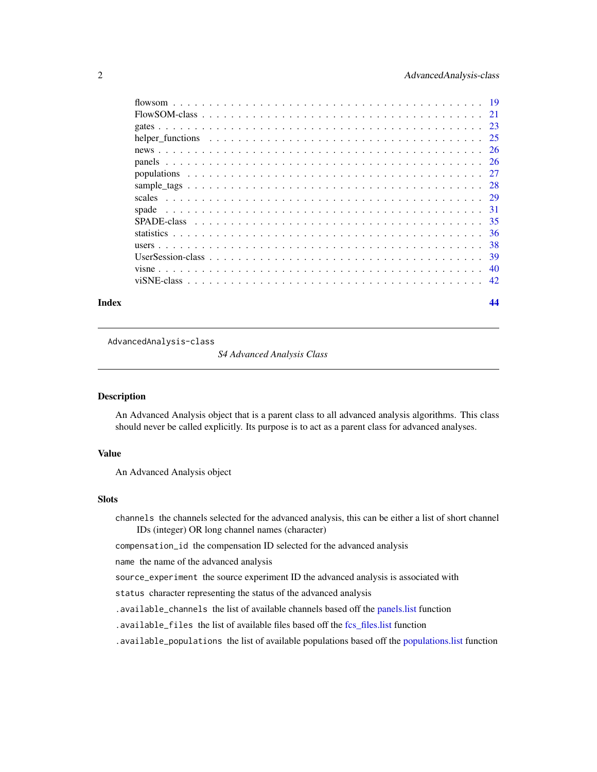flowsom . . . . . . . . . . . . . . . . . . . . . . . . . . . . . . . . . . . . . . 19
FlowSOM-class . . . . . . . . . . . . . . . . . . . . . . . . . . . . . . . . . . . 21
gates . . . . . . . . . . . . . . . . . . . . . . . . . . . . . . . . . . . . . . . . 23
helper_functions . . . . . . . . . . . . . . . . . . . . . . . . . . . . . . . . . 25
news . . . . . . . . . . . . . . . . . . . . . . . . . . . . . . . . . . . . . . . . 26
panels . . . . . . . . . . . . . . . . . . . . . . . . . . . . . . . . . . . . . . . 26
populations . . . . . . . . . . . . . . . . . . . . . . . . . . . . . . . . . . . . 27
sample_tags . . . . . . . . . . . . . . . . . . . . . . . . . . . . . . . . . . . . 28
scales . . . . . . . . . . . . . . . . . . . . . . . . . . . . . . . . . . . . . . . 29
spade . . . . . . . . . . . . . . . . . . . . . . . . . . . . . . . . . . . . . . . . 31
SPADE-class . . . . . . . . . . . . . . . . . . . . . . . . . . . . . . . . . . . . 35
statistics . . . . . . . . . . . . . . . . . . . . . . . . . . . . . . . . . . . . . . 36
users . . . . . . . . . . . . . . . . . . . . . . . . . . . . . . . . . . . . . . . . 38
UserSession-class . . . . . . . . . . . . . . . . . . . . . . . . . . . . . . . . . 39
visne . . . . . . . . . . . . . . . . . . . . . . . . . . . . . . . . . . . . . . . . 40
viSNE-class . . . . . . . . . . . . . . . . . . . . . . . . . . . . . . . . . . . . 42

**Index** **44**

---

`AdvancedAnalysis-class` *S4 Advanced Analysis Class*

---

## Description

An Advanced Analysis object that is a parent class to all advanced analysis algorithms. This class should never be called explicitly. Its purpose is to act as a parent class for advanced analyses.

## Value

An Advanced Analysis object

## Slots

`channels` the channels selected for the advanced analysis, this can be either a list of short channel IDs (integer) OR long channel names (character)

`compensation_id` the compensation ID selected for the advanced analysis

`name` the name of the advanced analysis

`source_experiment` the source experiment ID the advanced analysis is associated with

`status` character representing the status of the advanced analysis

`.available_channels` the list of available channels based off the panels.list function

`.available_files` the list of available files based off the fcs_files.list function

`.available_populations` the list of available populations based off the populations.list function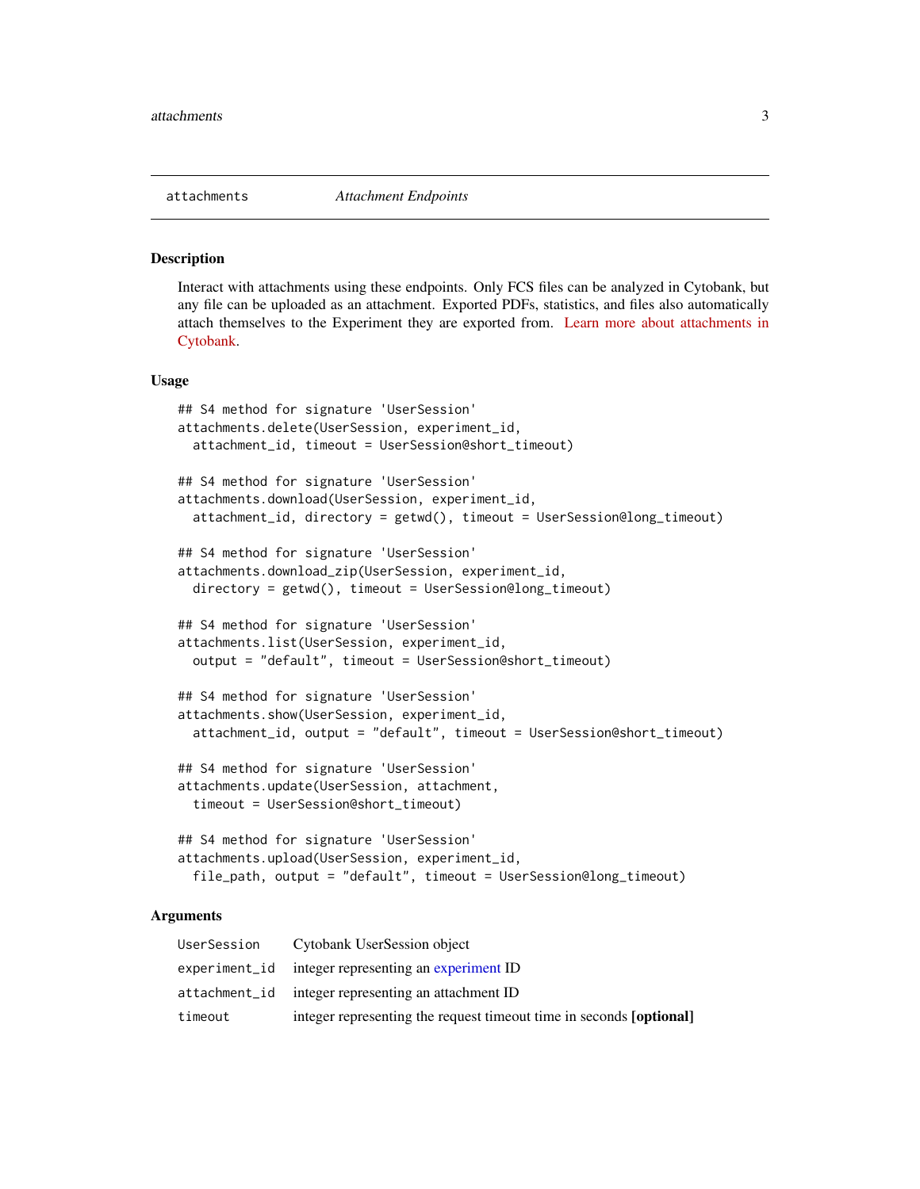attachments *Attachment Endpoints*

## Description

Interact with attachments using these endpoints. Only FCS files can be analyzed in Cytobank, but any file can be uploaded as an attachment. Exported PDFs, statistics, and files also automatically attach themselves to the Experiment they are exported from. Learn more about attachments in Cytobank.

## Usage

```
## S4 method for signature 'UserSession'
attachments.delete(UserSession, experiment_id,
  attachment_id, timeout = UserSession@short_timeout)

## S4 method for signature 'UserSession'
attachments.download(UserSession, experiment_id,
  attachment_id, directory = getwd(), timeout = UserSession@long_timeout)

## S4 method for signature 'UserSession'
attachments.download_zip(UserSession, experiment_id,
  directory = getwd(), timeout = UserSession@long_timeout)

## S4 method for signature 'UserSession'
attachments.list(UserSession, experiment_id,
  output = "default", timeout = UserSession@short_timeout)

## S4 method for signature 'UserSession'
attachments.show(UserSession, experiment_id,
  attachment_id, output = "default", timeout = UserSession@short_timeout)

## S4 method for signature 'UserSession'
attachments.update(UserSession, attachment,
  timeout = UserSession@short_timeout)

## S4 method for signature 'UserSession'
attachments.upload(UserSession, experiment_id,
  file_path, output = "default", timeout = UserSession@long_timeout)
```

## Arguments

| | |
|---|---|
| UserSession | Cytobank UserSession object |
| experiment_id | integer representing an experiment ID |
| attachment_id | integer representing an attachment ID |
| timeout | integer representing the request timeout time in seconds **[optional]** |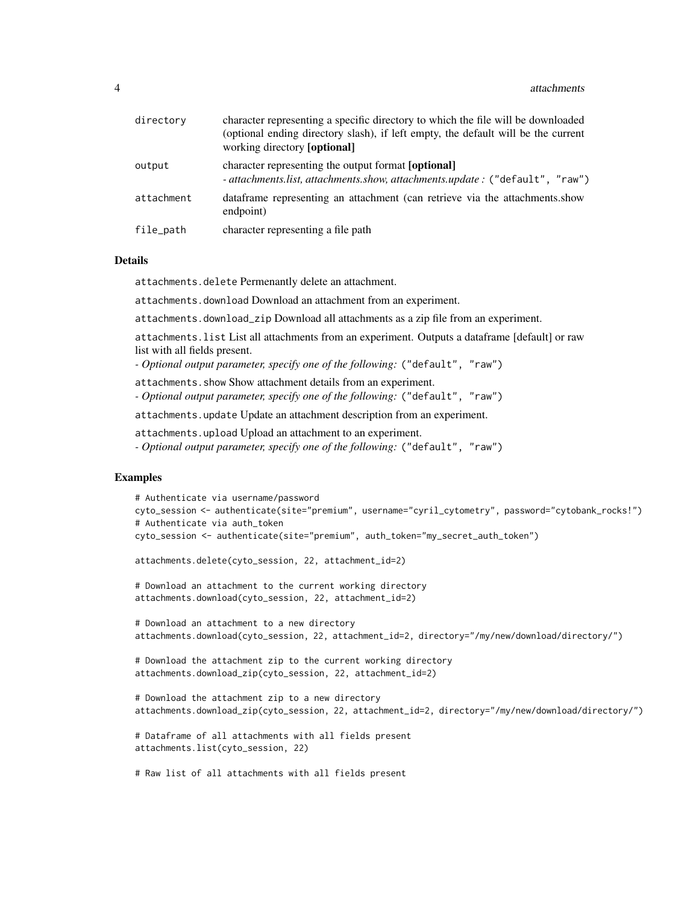| | |
|---|---|
| directory | character representing a specific directory to which the file will be downloaded (optional ending directory slash), if left empty, the default will be the current working directory **[optional]** |
| output | character representing the output format **[optional]** <br> *- attachments.list, attachments.show, attachments.update :* ("default", "raw") |
| attachment | dataframe representing an attachment (can retrieve via the attachments.show endpoint) |
| file_path | character representing a file path |

### Details

`attachments.delete` Permenantly delete an attachment.

`attachments.download` Download an attachment from an experiment.

`attachments.download_zip` Download all attachments as a zip file from an experiment.

`attachments.list` List all attachments from an experiment. Outputs a dataframe [default] or raw list with all fields present.
*- Optional output parameter, specify one of the following:* `("default", "raw")`

`attachments.show` Show attachment details from an experiment.
*- Optional output parameter, specify one of the following:* `("default", "raw")`

`attachments.update` Update an attachment description from an experiment.

`attachments.upload` Upload an attachment to an experiment.
*- Optional output parameter, specify one of the following:* `("default", "raw")`

### Examples

```
# Authenticate via username/password
cyto_session <- authenticate(site="premium", username="cyril_cytometry", password="cytobank_rocks!")
# Authenticate via auth_token
cyto_session <- authenticate(site="premium", auth_token="my_secret_auth_token")

attachments.delete(cyto_session, 22, attachment_id=2)

# Download an attachment to the current working directory
attachments.download(cyto_session, 22, attachment_id=2)

# Download an attachment to a new directory
attachments.download(cyto_session, 22, attachment_id=2, directory="/my/new/download/directory/")

# Download the attachment zip to the current working directory
attachments.download_zip(cyto_session, 22, attachment_id=2)

# Download the attachment zip to a new directory
attachments.download_zip(cyto_session, 22, attachment_id=2, directory="/my/new/download/directory/")

# Dataframe of all attachments with all fields present
attachments.list(cyto_session, 22)

# Raw list of all attachments with all fields present
```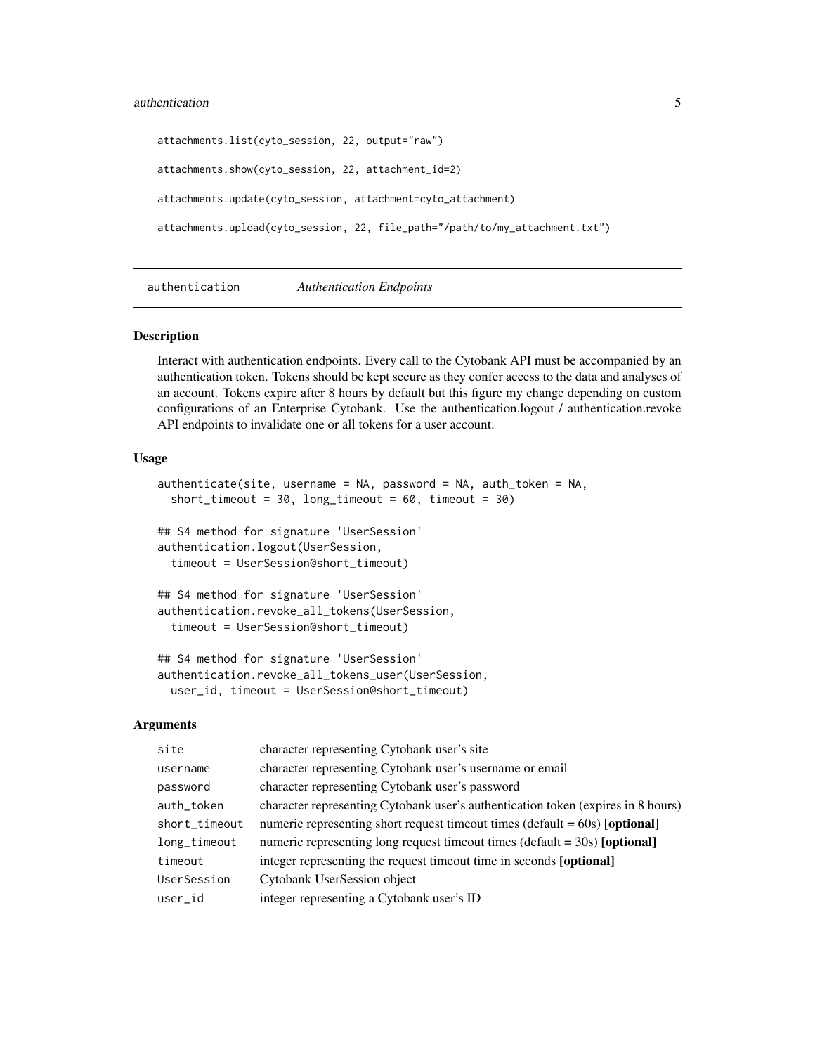```
attachments.list(cyto_session, 22, output="raw")

attachments.show(cyto_session, 22, attachment_id=2)

attachments.update(cyto_session, attachment=cyto_attachment)

attachments.upload(cyto_session, 22, file_path="/path/to/my_attachment.txt")
```

## authentication    *Authentication Endpoints*

### Description

Interact with authentication endpoints. Every call to the Cytobank API must be accompanied by an authentication token. Tokens should be kept secure as they confer access to the data and analyses of an account. Tokens expire after 8 hours by default but this figure my change depending on custom configurations of an Enterprise Cytobank. Use the authentication.logout / authentication.revoke API endpoints to invalidate one or all tokens for a user account.

### Usage

```
authenticate(site, username = NA, password = NA, auth_token = NA,
  short_timeout = 30, long_timeout = 60, timeout = 30)

## S4 method for signature 'UserSession'
authentication.logout(UserSession,
  timeout = UserSession@short_timeout)

## S4 method for signature 'UserSession'
authentication.revoke_all_tokens(UserSession,
  timeout = UserSession@short_timeout)

## S4 method for signature 'UserSession'
authentication.revoke_all_tokens_user(UserSession,
  user_id, timeout = UserSession@short_timeout)
```

### Arguments

| | |
|---|---|
| site | character representing Cytobank user's site |
| username | character representing Cytobank user's username or email |
| password | character representing Cytobank user's password |
| auth_token | character representing Cytobank user's authentication token (expires in 8 hours) |
| short_timeout | numeric representing short request timeout times (default = 60s) **[optional]** |
| long_timeout | numeric representing long request timeout times (default = 30s) **[optional]** |
| timeout | integer representing the request timeout time in seconds **[optional]** |
| UserSession | Cytobank UserSession object |
| user_id | integer representing a Cytobank user's ID |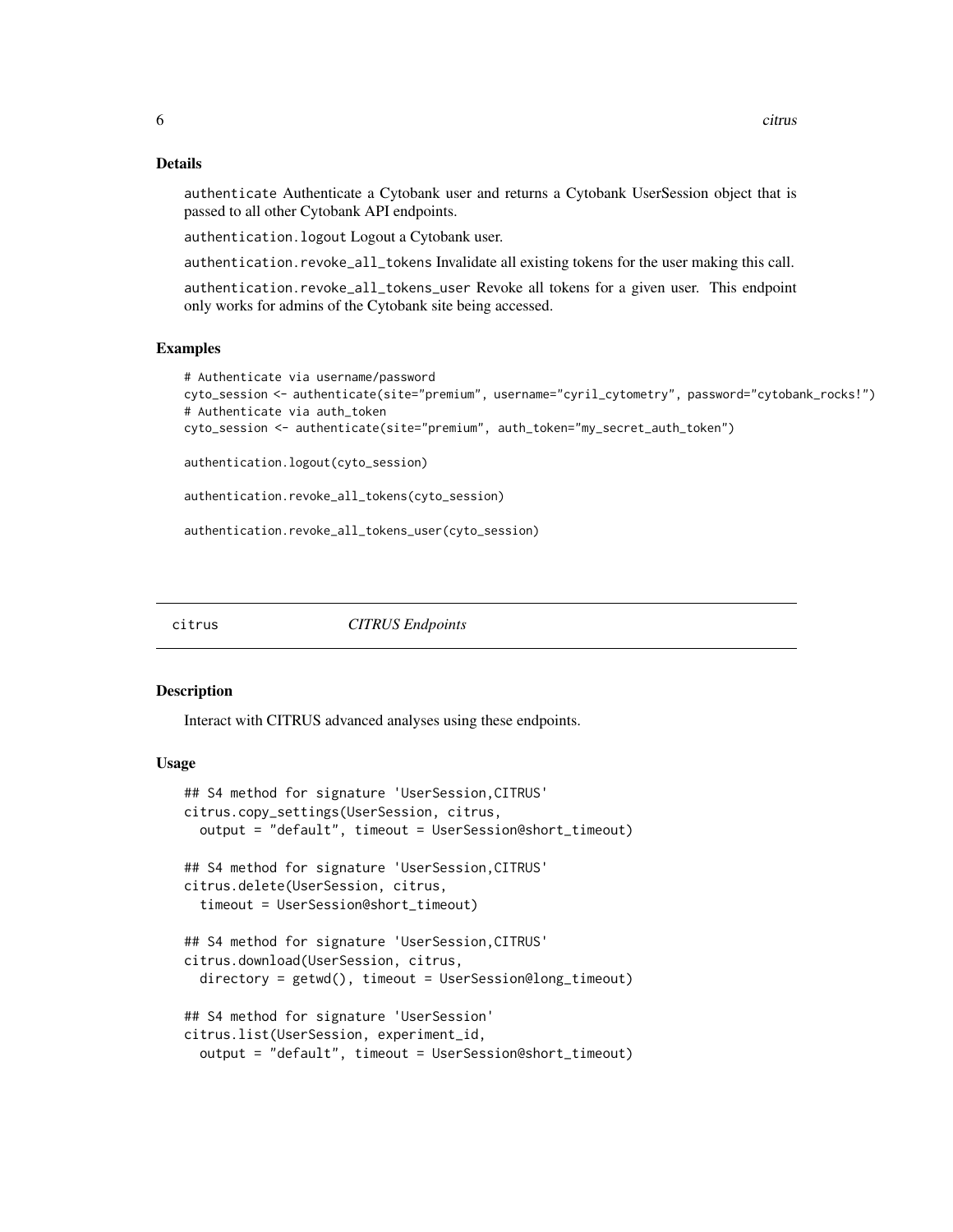### Details

`authenticate` Authenticate a Cytobank user and returns a Cytobank UserSession object that is passed to all other Cytobank API endpoints.

`authentication.logout` Logout a Cytobank user.

`authentication.revoke_all_tokens` Invalidate all existing tokens for the user making this call.

`authentication.revoke_all_tokens_user` Revoke all tokens for a given user. This endpoint only works for admins of the Cytobank site being accessed.

### Examples

```
# Authenticate via username/password
cyto_session <- authenticate(site="premium", username="cyril_cytometry", password="cytobank_rocks!")
# Authenticate via auth_token
cyto_session <- authenticate(site="premium", auth_token="my_secret_auth_token")

authentication.logout(cyto_session)

authentication.revoke_all_tokens(cyto_session)

authentication.revoke_all_tokens_user(cyto_session)
```

---

## citrus — *CITRUS Endpoints*

---

### Description

Interact with CITRUS advanced analyses using these endpoints.

### Usage

```
## S4 method for signature 'UserSession,CITRUS'
citrus.copy_settings(UserSession, citrus,
  output = "default", timeout = UserSession@short_timeout)

## S4 method for signature 'UserSession,CITRUS'
citrus.delete(UserSession, citrus,
  timeout = UserSession@short_timeout)

## S4 method for signature 'UserSession,CITRUS'
citrus.download(UserSession, citrus,
  directory = getwd(), timeout = UserSession@long_timeout)

## S4 method for signature 'UserSession'
citrus.list(UserSession, experiment_id,
  output = "default", timeout = UserSession@short_timeout)
```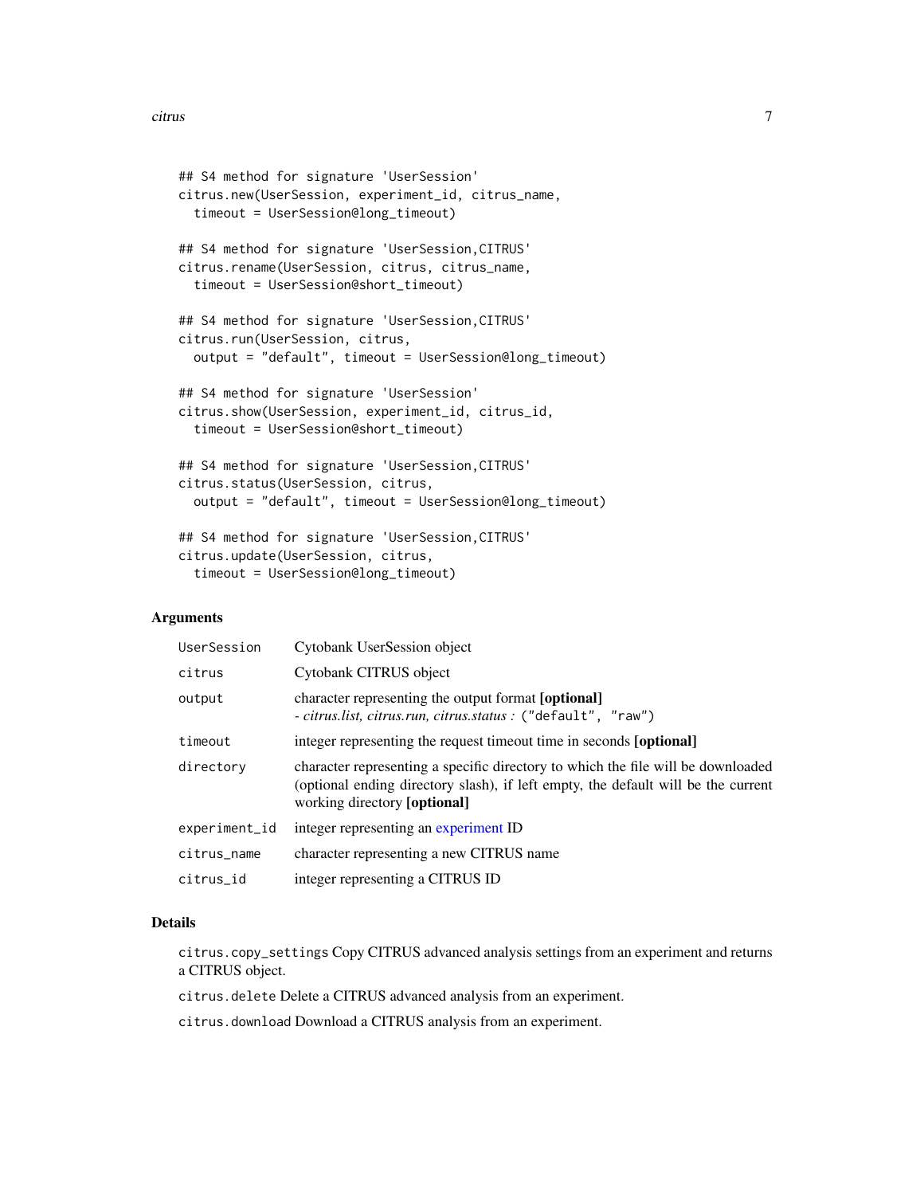```
## S4 method for signature 'UserSession'
citrus.new(UserSession, experiment_id, citrus_name,
  timeout = UserSession@long_timeout)

## S4 method for signature 'UserSession,CITRUS'
citrus.rename(UserSession, citrus, citrus_name,
  timeout = UserSession@short_timeout)

## S4 method for signature 'UserSession,CITRUS'
citrus.run(UserSession, citrus,
  output = "default", timeout = UserSession@long_timeout)

## S4 method for signature 'UserSession'
citrus.show(UserSession, experiment_id, citrus_id,
  timeout = UserSession@short_timeout)

## S4 method for signature 'UserSession,CITRUS'
citrus.status(UserSession, citrus,
  output = "default", timeout = UserSession@long_timeout)

## S4 method for signature 'UserSession,CITRUS'
citrus.update(UserSession, citrus,
  timeout = UserSession@long_timeout)
```

### Arguments

| | |
|---|---|
| `UserSession` | Cytobank UserSession object |
| `citrus` | Cytobank CITRUS object |
| `output` | character representing the output format **[optional]**<br>- *citrus.list, citrus.run, citrus.status :* `("default", "raw")` |
| `timeout` | integer representing the request timeout time in seconds **[optional]** |
| `directory` | character representing a specific directory to which the file will be downloaded (optional ending directory slash), if left empty, the default will be the current working directory **[optional]** |
| `experiment_id` | integer representing an experiment ID |
| `citrus_name` | character representing a new CITRUS name |
| `citrus_id` | integer representing a CITRUS ID |

### Details

`citrus.copy_settings` Copy CITRUS advanced analysis settings from an experiment and returns a CITRUS object.

`citrus.delete` Delete a CITRUS advanced analysis from an experiment.

`citrus.download` Download a CITRUS analysis from an experiment.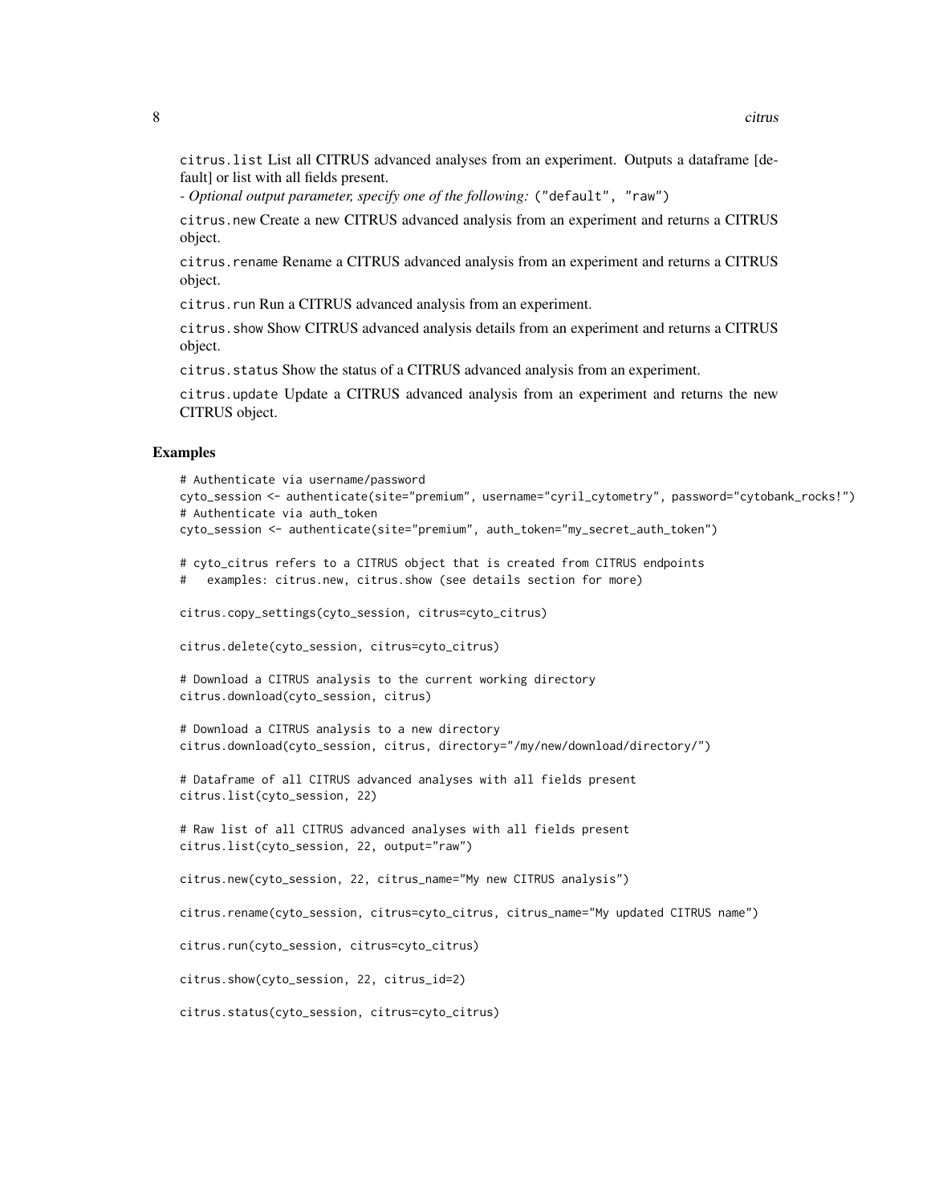`citrus.list` List all CITRUS advanced analyses from an experiment. Outputs a dataframe [default] or list with all fields present.
- *Optional output parameter, specify one of the following:* `("default", "raw")`

`citrus.new` Create a new CITRUS advanced analysis from an experiment and returns a CITRUS object.

`citrus.rename` Rename a CITRUS advanced analysis from an experiment and returns a CITRUS object.

`citrus.run` Run a CITRUS advanced analysis from an experiment.

`citrus.show` Show CITRUS advanced analysis details from an experiment and returns a CITRUS object.

`citrus.status` Show the status of a CITRUS advanced analysis from an experiment.

`citrus.update` Update a CITRUS advanced analysis from an experiment and returns the new CITRUS object.

## Examples

```
# Authenticate via username/password
cyto_session <- authenticate(site="premium", username="cyril_cytometry", password="cytobank_rocks!")
# Authenticate via auth_token
cyto_session <- authenticate(site="premium", auth_token="my_secret_auth_token")

# cyto_citrus refers to a CITRUS object that is created from CITRUS endpoints
#   examples: citrus.new, citrus.show (see details section for more)

citrus.copy_settings(cyto_session, citrus=cyto_citrus)

citrus.delete(cyto_session, citrus=cyto_citrus)

# Download a CITRUS analysis to the current working directory
citrus.download(cyto_session, citrus)

# Download a CITRUS analysis to a new directory
citrus.download(cyto_session, citrus, directory="/my/new/download/directory/")

# Dataframe of all CITRUS advanced analyses with all fields present
citrus.list(cyto_session, 22)

# Raw list of all CITRUS advanced analyses with all fields present
citrus.list(cyto_session, 22, output="raw")

citrus.new(cyto_session, 22, citrus_name="My new CITRUS analysis")

citrus.rename(cyto_session, citrus=cyto_citrus, citrus_name="My updated CITRUS name")

citrus.run(cyto_session, citrus=cyto_citrus)

citrus.show(cyto_session, 22, citrus_id=2)

citrus.status(cyto_session, citrus=cyto_citrus)
```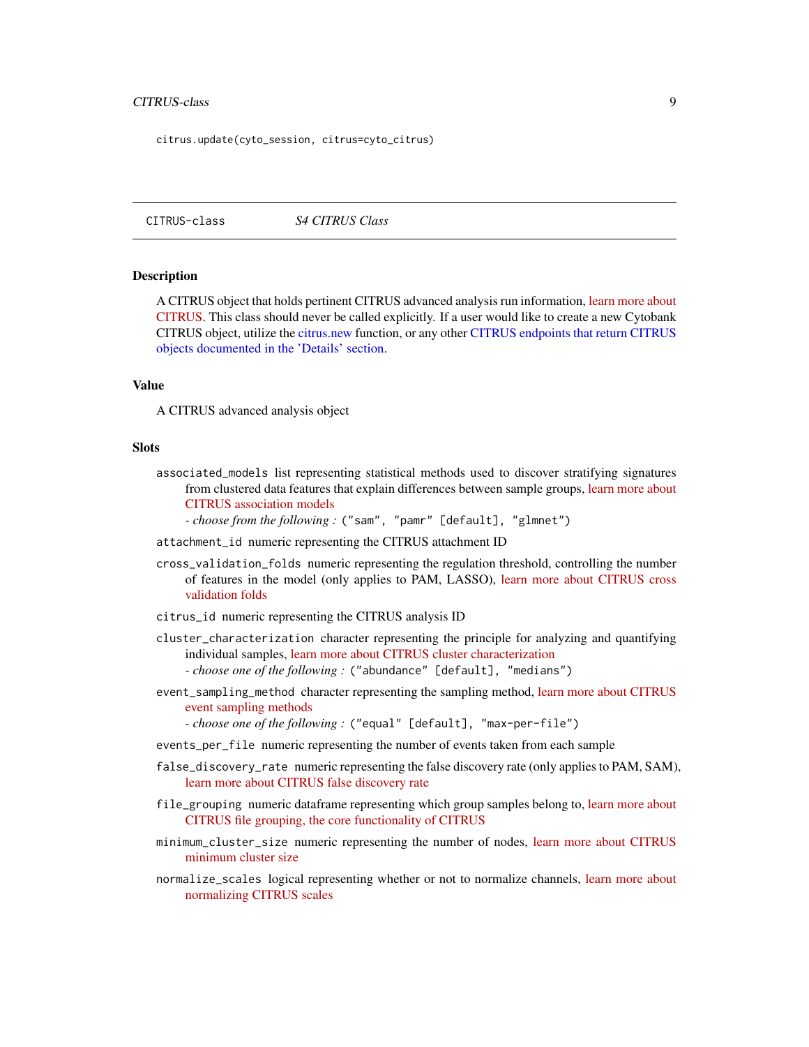```
citrus.update(cyto_session, citrus=cyto_citrus)
```

## CITRUS-class *S4 CITRUS Class*

### Description

A CITRUS object that holds pertinent CITRUS advanced analysis run information, learn more about CITRUS. This class should never be called explicitly. If a user would like to create a new Cytobank CITRUS object, utilize the citrus.new function, or any other CITRUS endpoints that return CITRUS objects documented in the 'Details' section.

### Value

A CITRUS advanced analysis object

### Slots

`associated_models` list representing statistical methods used to discover stratifying signatures from clustered data features that explain differences between sample groups, learn more about CITRUS association models
*- choose from the following :* `("sam", "pamr" [default], "glmnet")`

`attachment_id` numeric representing the CITRUS attachment ID

`cross_validation_folds` numeric representing the regulation threshold, controlling the number of features in the model (only applies to PAM, LASSO), learn more about CITRUS cross validation folds

`citrus_id` numeric representing the CITRUS analysis ID

`cluster_characterization` character representing the principle for analyzing and quantifying individual samples, learn more about CITRUS cluster characterization
*- choose one of the following :* `("abundance" [default], "medians")`

`event_sampling_method` character representing the sampling method, learn more about CITRUS event sampling methods
*- choose one of the following :* `("equal" [default], "max-per-file")`

`events_per_file` numeric representing the number of events taken from each sample

`false_discovery_rate` numeric representing the false discovery rate (only applies to PAM, SAM), learn more about CITRUS false discovery rate

`file_grouping` numeric dataframe representing which group samples belong to, learn more about CITRUS file grouping, the core functionality of CITRUS

`minimum_cluster_size` numeric representing the number of nodes, learn more about CITRUS minimum cluster size

`normalize_scales` logical representing whether or not to normalize channels, learn more about normalizing CITRUS scales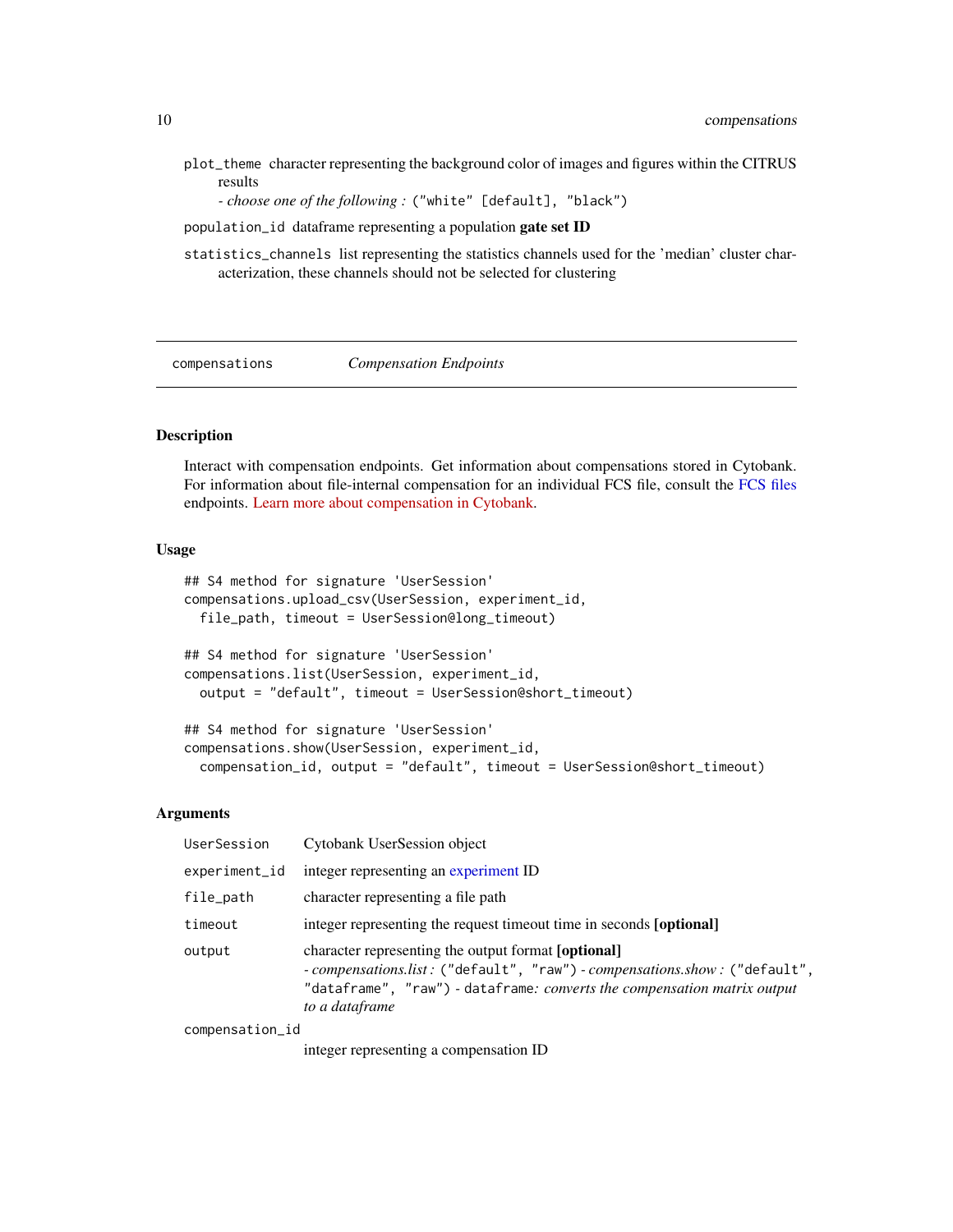plot_theme character representing the background color of images and figures within the CITRUS results
*- choose one of the following :* ("white" [default], "black")

population_id dataframe representing a population **gate set ID**

statistics_channels list representing the statistics channels used for the 'median' cluster characterization, these channels should not be selected for clustering

---

compensations *Compensation Endpoints*

---

## Description

Interact with compensation endpoints. Get information about compensations stored in Cytobank. For information about file-internal compensation for an individual FCS file, consult the FCS files endpoints. Learn more about compensation in Cytobank.

## Usage

```
## S4 method for signature 'UserSession'
compensations.upload_csv(UserSession, experiment_id,
  file_path, timeout = UserSession@long_timeout)

## S4 method for signature 'UserSession'
compensations.list(UserSession, experiment_id,
  output = "default", timeout = UserSession@short_timeout)

## S4 method for signature 'UserSession'
compensations.show(UserSession, experiment_id,
  compensation_id, output = "default", timeout = UserSession@short_timeout)
```

## Arguments

| | |
|---|---|
| UserSession | Cytobank UserSession object |
| experiment_id | integer representing an experiment ID |
| file_path | character representing a file path |
| timeout | integer representing the request timeout time in seconds **[optional]** |
| output | character representing the output format **[optional]** *- compensations.list :* ("default", "raw") *- compensations.show :* ("default", "dataframe", "raw") - dataframe*: converts the compensation matrix output to a dataframe* |
| compensation_id | integer representing a compensation ID |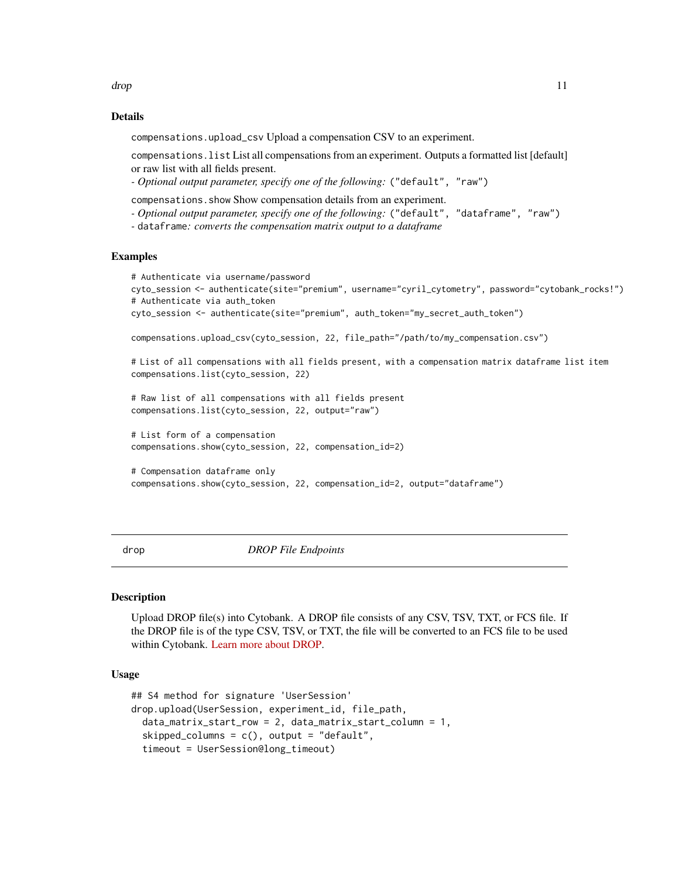## Details

`compensations.upload_csv` Upload a compensation CSV to an experiment.

`compensations.list` List all compensations from an experiment. Outputs a formatted list [default] or raw list with all fields present.
- *Optional output parameter, specify one of the following:* `("default", "raw")`

`compensations.show` Show compensation details from an experiment.
- *Optional output parameter, specify one of the following:* `("default", "dataframe", "raw")`
- `dataframe`*: converts the compensation matrix output to a dataframe*

## Examples

```
# Authenticate via username/password
cyto_session <- authenticate(site="premium", username="cyril_cytometry", password="cytobank_rocks!")
# Authenticate via auth_token
cyto_session <- authenticate(site="premium", auth_token="my_secret_auth_token")

compensations.upload_csv(cyto_session, 22, file_path="/path/to/my_compensation.csv")

# List of all compensations with all fields present, with a compensation matrix dataframe list item
compensations.list(cyto_session, 22)

# Raw list of all compensations with all fields present
compensations.list(cyto_session, 22, output="raw")

# List form of a compensation
compensations.show(cyto_session, 22, compensation_id=2)

# Compensation dataframe only
compensations.show(cyto_session, 22, compensation_id=2, output="dataframe")
```

---

# drop *DROP File Endpoints*

---

## Description

Upload DROP file(s) into Cytobank. A DROP file consists of any CSV, TSV, TXT, or FCS file. If the DROP file is of the type CSV, TSV, or TXT, the file will be converted to an FCS file to be used within Cytobank. Learn more about DROP.

## Usage

```
## S4 method for signature 'UserSession'
drop.upload(UserSession, experiment_id, file_path,
  data_matrix_start_row = 2, data_matrix_start_column = 1,
  skipped_columns = c(), output = "default",
  timeout = UserSession@long_timeout)
```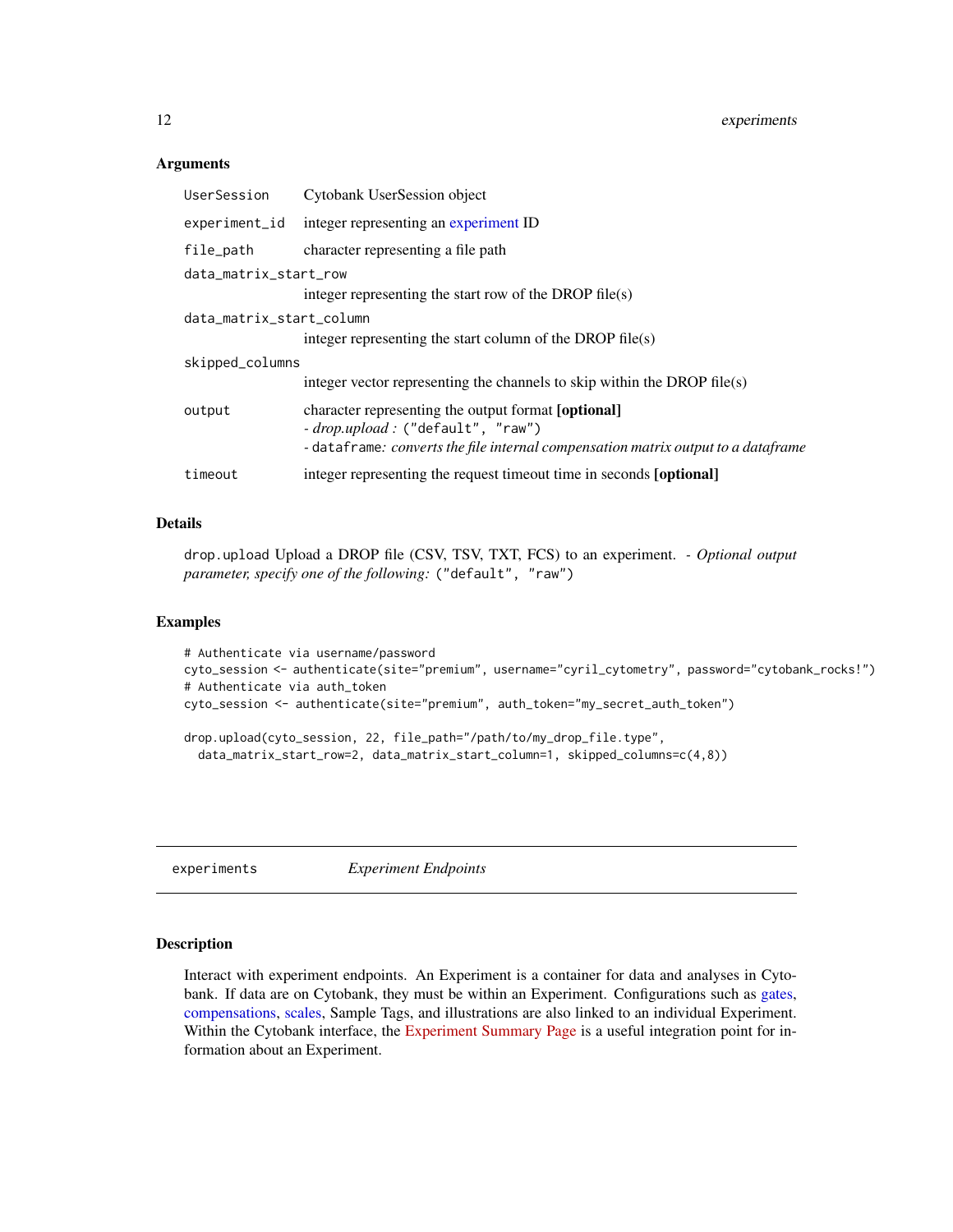### Arguments

| | |
|---|---|
| `UserSession` | Cytobank UserSession object |
| `experiment_id` | integer representing an experiment ID |
| `file_path` | character representing a file path |
| `data_matrix_start_row` | integer representing the start row of the DROP file(s) |
| `data_matrix_start_column` | integer representing the start column of the DROP file(s) |
| `skipped_columns` | integer vector representing the channels to skip within the DROP file(s) |
| `output` | character representing the output format **[optional]**<br>- *drop.upload :* `("default", "raw")`<br>- `dataframe`*: converts the file internal compensation matrix output to a dataframe* |
| `timeout` | integer representing the request timeout time in seconds **[optional]** |

### Details

`drop.upload` Upload a DROP file (CSV, TSV, TXT, FCS) to an experiment. *- Optional output parameter, specify one of the following:* `("default", "raw")`

### Examples

```
# Authenticate via username/password
cyto_session <- authenticate(site="premium", username="cyril_cytometry", password="cytobank_rocks!")
# Authenticate via auth_token
cyto_session <- authenticate(site="premium", auth_token="my_secret_auth_token")

drop.upload(cyto_session, 22, file_path="/path/to/my_drop_file.type",
  data_matrix_start_row=2, data_matrix_start_column=1, skipped_columns=c(4,8))
```

---

## `experiments` *Experiment Endpoints*

---

### Description

Interact with experiment endpoints. An Experiment is a container for data and analyses in Cytobank. If data are on Cytobank, they must be within an Experiment. Configurations such as gates, compensations, scales, Sample Tags, and illustrations are also linked to an individual Experiment. Within the Cytobank interface, the Experiment Summary Page is a useful integration point for information about an Experiment.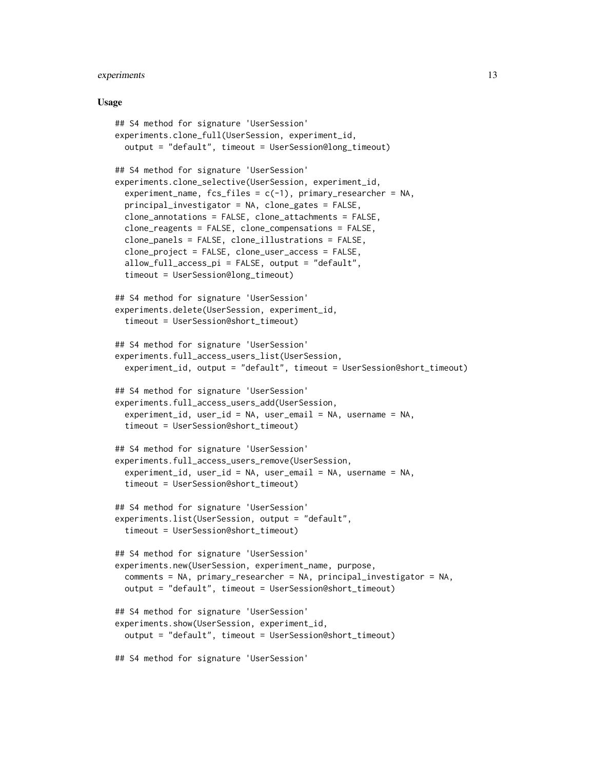## Usage

```
## S4 method for signature 'UserSession'
experiments.clone_full(UserSession, experiment_id,
  output = "default", timeout = UserSession@long_timeout)

## S4 method for signature 'UserSession'
experiments.clone_selective(UserSession, experiment_id,
  experiment_name, fcs_files = c(-1), primary_researcher = NA,
  principal_investigator = NA, clone_gates = FALSE,
  clone_annotations = FALSE, clone_attachments = FALSE,
  clone_reagents = FALSE, clone_compensations = FALSE,
  clone_panels = FALSE, clone_illustrations = FALSE,
  clone_project = FALSE, clone_user_access = FALSE,
  allow_full_access_pi = FALSE, output = "default",
  timeout = UserSession@long_timeout)

## S4 method for signature 'UserSession'
experiments.delete(UserSession, experiment_id,
  timeout = UserSession@short_timeout)

## S4 method for signature 'UserSession'
experiments.full_access_users_list(UserSession,
  experiment_id, output = "default", timeout = UserSession@short_timeout)

## S4 method for signature 'UserSession'
experiments.full_access_users_add(UserSession,
  experiment_id, user_id = NA, user_email = NA, username = NA,
  timeout = UserSession@short_timeout)

## S4 method for signature 'UserSession'
experiments.full_access_users_remove(UserSession,
  experiment_id, user_id = NA, user_email = NA, username = NA,
  timeout = UserSession@short_timeout)

## S4 method for signature 'UserSession'
experiments.list(UserSession, output = "default",
  timeout = UserSession@short_timeout)

## S4 method for signature 'UserSession'
experiments.new(UserSession, experiment_name, purpose,
  comments = NA, primary_researcher = NA, principal_investigator = NA,
  output = "default", timeout = UserSession@short_timeout)

## S4 method for signature 'UserSession'
experiments.show(UserSession, experiment_id,
  output = "default", timeout = UserSession@short_timeout)

## S4 method for signature 'UserSession'
```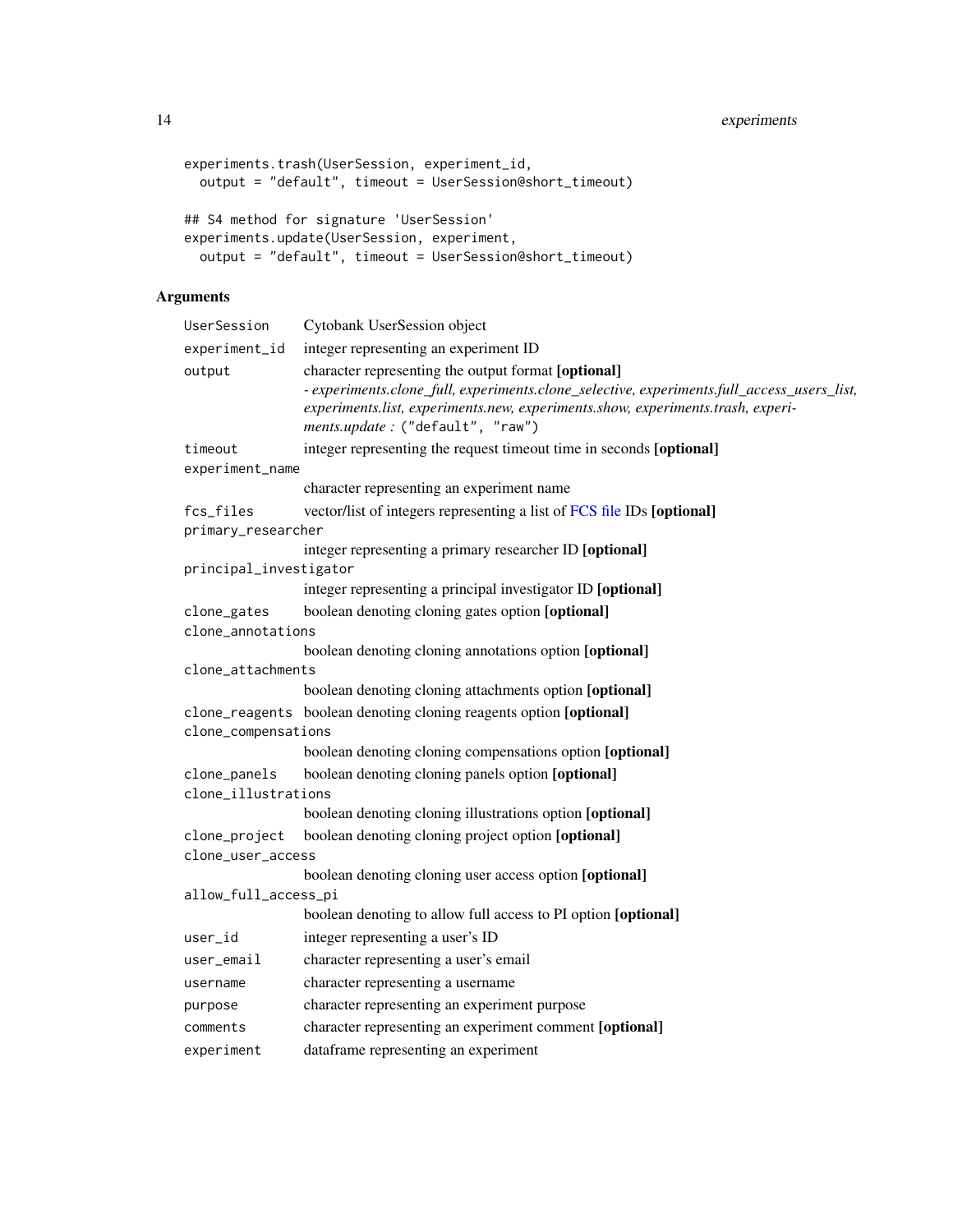```
experiments.trash(UserSession, experiment_id,
  output = "default", timeout = UserSession@short_timeout)

## S4 method for signature 'UserSession'
experiments.update(UserSession, experiment,
  output = "default", timeout = UserSession@short_timeout)
```

## Arguments

| | |
|---|---|
| `UserSession` | Cytobank UserSession object |
| `experiment_id` | integer representing an experiment ID |
| `output` | character representing the output format **[optional]**<br>*- experiments.clone_full, experiments.clone_selective, experiments.full_access_users_list, experiments.list, experiments.new, experiments.show, experiments.trash, experiments.update :* `("default", "raw")` |
| `timeout` | integer representing the request timeout time in seconds **[optional]** |
| `experiment_name` | character representing an experiment name |
| `fcs_files` | vector/list of integers representing a list of FCS file IDs **[optional]** |
| `primary_researcher` | integer representing a primary researcher ID **[optional]** |
| `principal_investigator` | integer representing a principal investigator ID **[optional]** |
| `clone_gates` | boolean denoting cloning gates option **[optional]** |
| `clone_annotations` | boolean denoting cloning annotations option **[optional]** |
| `clone_attachments` | boolean denoting cloning attachments option **[optional]** |
| `clone_reagents` | boolean denoting cloning reagents option **[optional]** |
| `clone_compensations` | boolean denoting cloning compensations option **[optional]** |
| `clone_panels` | boolean denoting cloning panels option **[optional]** |
| `clone_illustrations` | boolean denoting cloning illustrations option **[optional]** |
| `clone_project` | boolean denoting cloning project option **[optional]** |
| `clone_user_access` | boolean denoting cloning user access option **[optional]** |
| `allow_full_access_pi` | boolean denoting to allow full access to PI option **[optional]** |
| `user_id` | integer representing a user's ID |
| `user_email` | character representing a user's email |
| `username` | character representing a username |
| `purpose` | character representing an experiment purpose |
| `comments` | character representing an experiment comment **[optional]** |
| `experiment` | dataframe representing an experiment |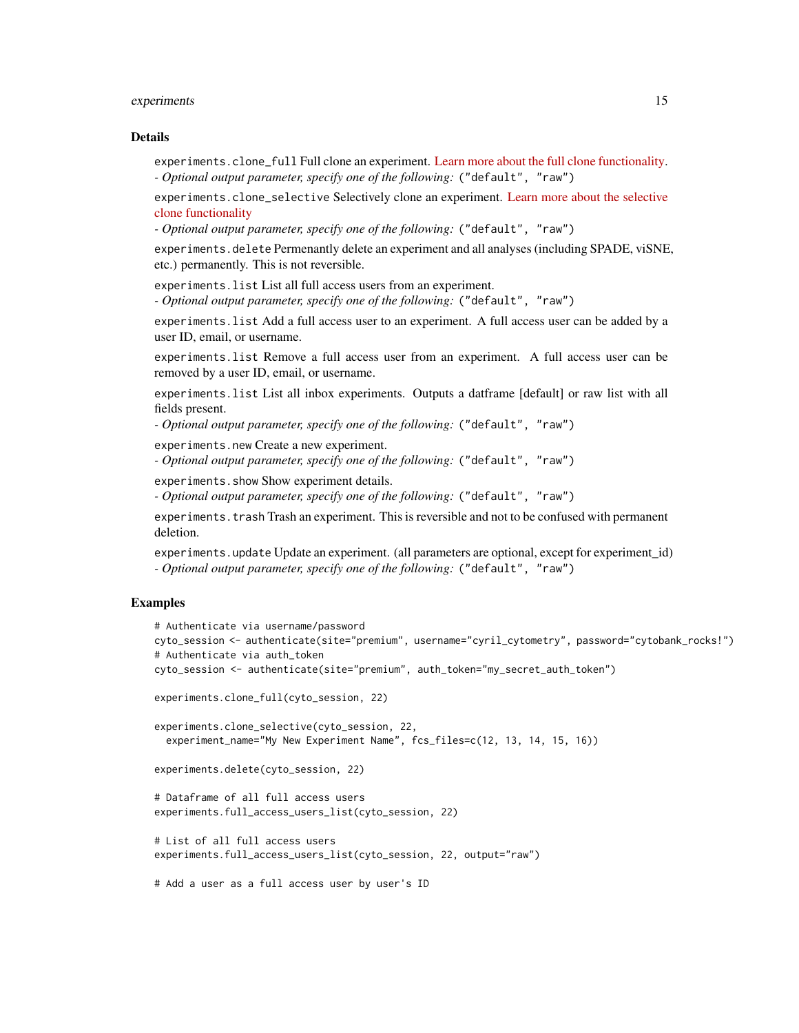## Details

`experiments.clone_full` Full clone an experiment. Learn more about the full clone functionality.
*- Optional output parameter, specify one of the following:* `("default", "raw")`

`experiments.clone_selective` Selectively clone an experiment. Learn more about the selective clone functionality
*- Optional output parameter, specify one of the following:* `("default", "raw")`

`experiments.delete` Permenantly delete an experiment and all analyses (including SPADE, viSNE, etc.) permanently. This is not reversible.

`experiments.list` List all full access users from an experiment.
*- Optional output parameter, specify one of the following:* `("default", "raw")`

`experiments.list` Add a full access user to an experiment. A full access user can be added by a user ID, email, or username.

`experiments.list` Remove a full access user from an experiment. A full access user can be removed by a user ID, email, or username.

`experiments.list` List all inbox experiments. Outputs a datframe [default] or raw list with all fields present.
*- Optional output parameter, specify one of the following:* `("default", "raw")`

`experiments.new` Create a new experiment.
*- Optional output parameter, specify one of the following:* `("default", "raw")`

`experiments.show` Show experiment details.
*- Optional output parameter, specify one of the following:* `("default", "raw")`

`experiments.trash` Trash an experiment. This is reversible and not to be confused with permanent deletion.

`experiments.update` Update an experiment. (all parameters are optional, except for experiment_id)
*- Optional output parameter, specify one of the following:* `("default", "raw")`

## Examples

```
# Authenticate via username/password
cyto_session <- authenticate(site="premium", username="cyril_cytometry", password="cytobank_rocks!")
# Authenticate via auth_token
cyto_session <- authenticate(site="premium", auth_token="my_secret_auth_token")

experiments.clone_full(cyto_session, 22)

experiments.clone_selective(cyto_session, 22,
  experiment_name="My New Experiment Name", fcs_files=c(12, 13, 14, 15, 16))

experiments.delete(cyto_session, 22)

# Dataframe of all full access users
experiments.full_access_users_list(cyto_session, 22)

# List of all full access users
experiments.full_access_users_list(cyto_session, 22, output="raw")

# Add a user as a full access user by user's ID
```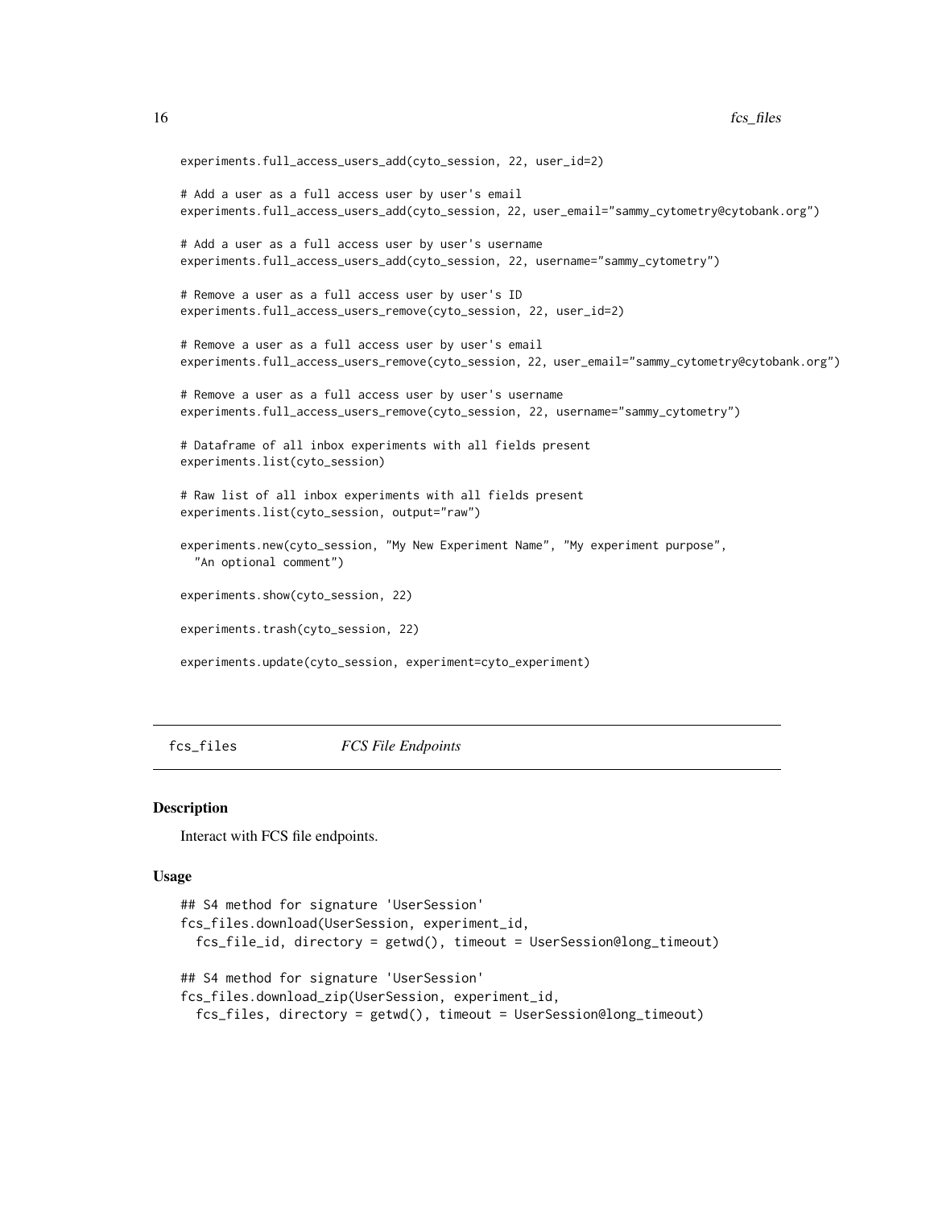```
experiments.full_access_users_add(cyto_session, 22, user_id=2)

# Add a user as a full access user by user's email
experiments.full_access_users_add(cyto_session, 22, user_email="sammy_cytometry@cytobank.org")

# Add a user as a full access user by user's username
experiments.full_access_users_add(cyto_session, 22, username="sammy_cytometry")

# Remove a user as a full access user by user's ID
experiments.full_access_users_remove(cyto_session, 22, user_id=2)

# Remove a user as a full access user by user's email
experiments.full_access_users_remove(cyto_session, 22, user_email="sammy_cytometry@cytobank.org")

# Remove a user as a full access user by user's username
experiments.full_access_users_remove(cyto_session, 22, username="sammy_cytometry")

# Dataframe of all inbox experiments with all fields present
experiments.list(cyto_session)

# Raw list of all inbox experiments with all fields present
experiments.list(cyto_session, output="raw")

experiments.new(cyto_session, "My New Experiment Name", "My experiment purpose",
  "An optional comment")

experiments.show(cyto_session, 22)

experiments.trash(cyto_session, 22)

experiments.update(cyto_session, experiment=cyto_experiment)
```

## fcs_files *FCS File Endpoints*

### Description

Interact with FCS file endpoints.

### Usage

```
## S4 method for signature 'UserSession'
fcs_files.download(UserSession, experiment_id,
  fcs_file_id, directory = getwd(), timeout = UserSession@long_timeout)

## S4 method for signature 'UserSession'
fcs_files.download_zip(UserSession, experiment_id,
  fcs_files, directory = getwd(), timeout = UserSession@long_timeout)
```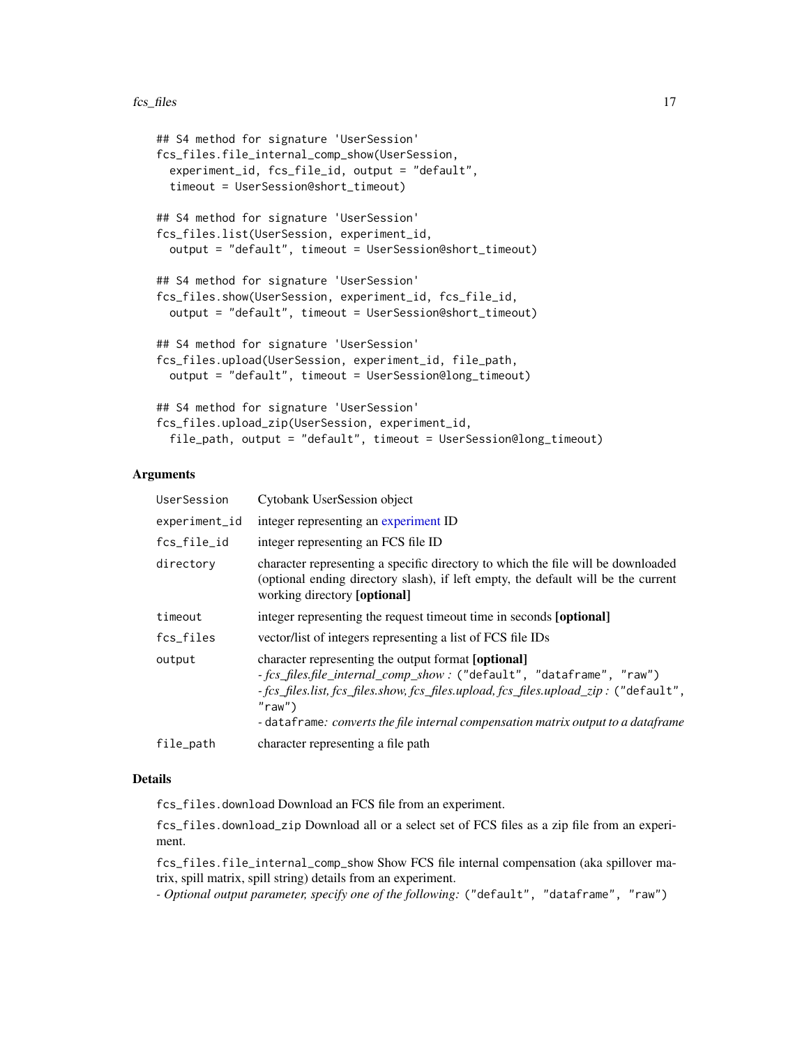```
## S4 method for signature 'UserSession'
fcs_files.file_internal_comp_show(UserSession,
  experiment_id, fcs_file_id, output = "default",
  timeout = UserSession@short_timeout)

## S4 method for signature 'UserSession'
fcs_files.list(UserSession, experiment_id,
  output = "default", timeout = UserSession@short_timeout)

## S4 method for signature 'UserSession'
fcs_files.show(UserSession, experiment_id, fcs_file_id,
  output = "default", timeout = UserSession@short_timeout)

## S4 method for signature 'UserSession'
fcs_files.upload(UserSession, experiment_id, file_path,
  output = "default", timeout = UserSession@long_timeout)

## S4 method for signature 'UserSession'
fcs_files.upload_zip(UserSession, experiment_id,
  file_path, output = "default", timeout = UserSession@long_timeout)
```

### Arguments

| | |
|---|---|
| `UserSession` | Cytobank UserSession object |
| `experiment_id` | integer representing an experiment ID |
| `fcs_file_id` | integer representing an FCS file ID |
| `directory` | character representing a specific directory to which the file will be downloaded (optional ending directory slash), if left empty, the default will be the current working directory **[optional]** |
| `timeout` | integer representing the request timeout time in seconds **[optional]** |
| `fcs_files` | vector/list of integers representing a list of FCS file IDs |
| `output` | character representing the output format **[optional]**<br>- *fcs_files.file_internal_comp_show :* `("default", "dataframe", "raw")`<br>- *fcs_files.list, fcs_files.show, fcs_files.upload, fcs_files.upload_zip :* `("default", "raw")`<br>- `dataframe`*: converts the file internal compensation matrix output to a dataframe* |
| `file_path` | character representing a file path |

### Details

`fcs_files.download` Download an FCS file from an experiment.

`fcs_files.download_zip` Download all or a select set of FCS files as a zip file from an experiment.

`fcs_files.file_internal_comp_show` Show FCS file internal compensation (aka spillover matrix, spill matrix, spill string) details from an experiment.
*- Optional output parameter, specify one of the following:* `("default", "dataframe", "raw")`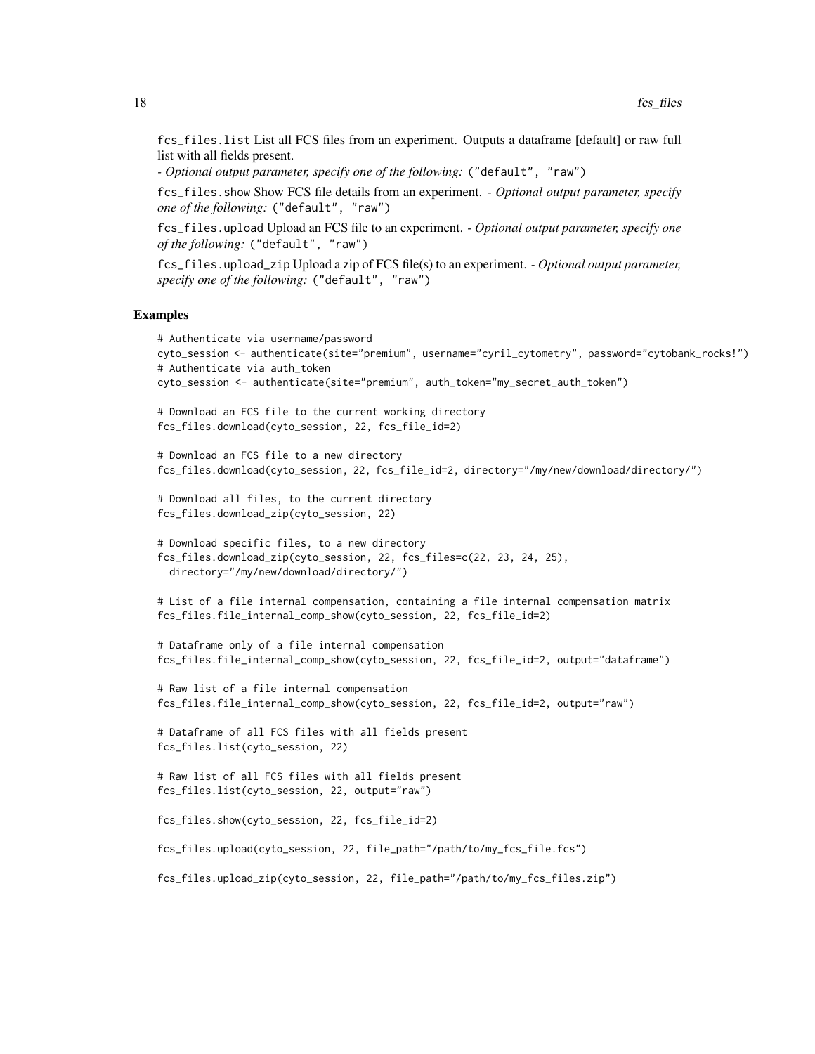`fcs_files.list` List all FCS files from an experiment. Outputs a dataframe [default] or raw full list with all fields present.
*- Optional output parameter, specify one of the following:* `("default", "raw")`

`fcs_files.show` Show FCS file details from an experiment. *- Optional output parameter, specify one of the following:* `("default", "raw")`

`fcs_files.upload` Upload an FCS file to an experiment. *- Optional output parameter, specify one of the following:* `("default", "raw")`

`fcs_files.upload_zip` Upload a zip of FCS file(s) to an experiment. *- Optional output parameter, specify one of the following:* `("default", "raw")`

## Examples

```
# Authenticate via username/password
cyto_session <- authenticate(site="premium", username="cyril_cytometry", password="cytobank_rocks!")
# Authenticate via auth_token
cyto_session <- authenticate(site="premium", auth_token="my_secret_auth_token")

# Download an FCS file to the current working directory
fcs_files.download(cyto_session, 22, fcs_file_id=2)

# Download an FCS file to a new directory
fcs_files.download(cyto_session, 22, fcs_file_id=2, directory="/my/new/download/directory/")

# Download all files, to the current directory
fcs_files.download_zip(cyto_session, 22)

# Download specific files, to a new directory
fcs_files.download_zip(cyto_session, 22, fcs_files=c(22, 23, 24, 25),
  directory="/my/new/download/directory/")

# List of a file internal compensation, containing a file internal compensation matrix
fcs_files.file_internal_comp_show(cyto_session, 22, fcs_file_id=2)

# Dataframe only of a file internal compensation
fcs_files.file_internal_comp_show(cyto_session, 22, fcs_file_id=2, output="dataframe")

# Raw list of a file internal compensation
fcs_files.file_internal_comp_show(cyto_session, 22, fcs_file_id=2, output="raw")

# Dataframe of all FCS files with all fields present
fcs_files.list(cyto_session, 22)

# Raw list of all FCS files with all fields present
fcs_files.list(cyto_session, 22, output="raw")

fcs_files.show(cyto_session, 22, fcs_file_id=2)

fcs_files.upload(cyto_session, 22, file_path="/path/to/my_fcs_file.fcs")

fcs_files.upload_zip(cyto_session, 22, file_path="/path/to/my_fcs_files.zip")
```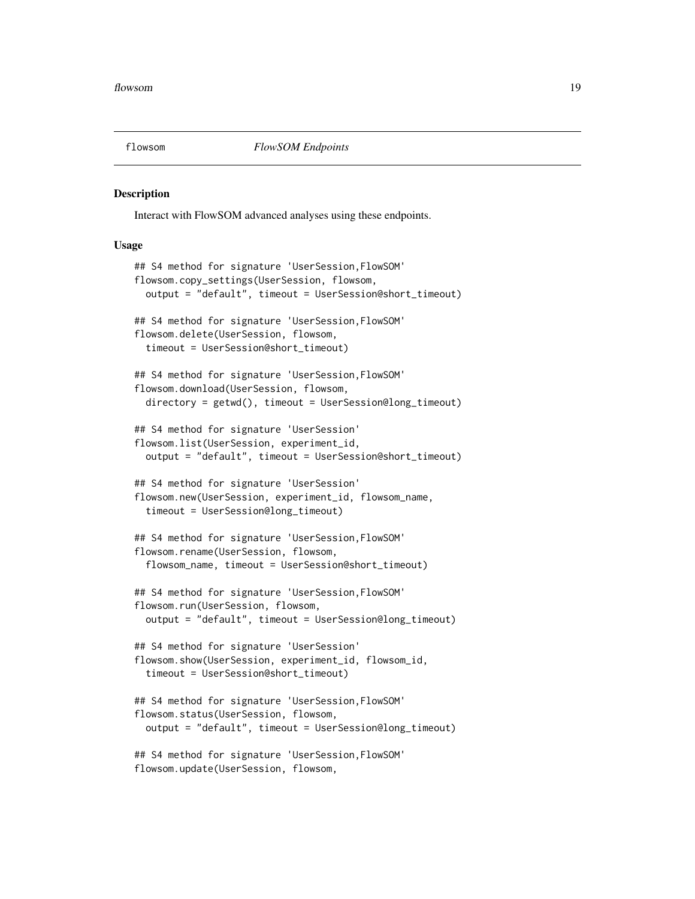flowsom *FlowSOM Endpoints*

## Description

Interact with FlowSOM advanced analyses using these endpoints.

## Usage

```
## S4 method for signature 'UserSession,FlowSOM'
flowsom.copy_settings(UserSession, flowsom,
  output = "default", timeout = UserSession@short_timeout)

## S4 method for signature 'UserSession,FlowSOM'
flowsom.delete(UserSession, flowsom,
  timeout = UserSession@short_timeout)

## S4 method for signature 'UserSession,FlowSOM'
flowsom.download(UserSession, flowsom,
  directory = getwd(), timeout = UserSession@long_timeout)

## S4 method for signature 'UserSession'
flowsom.list(UserSession, experiment_id,
  output = "default", timeout = UserSession@short_timeout)

## S4 method for signature 'UserSession'
flowsom.new(UserSession, experiment_id, flowsom_name,
  timeout = UserSession@long_timeout)

## S4 method for signature 'UserSession,FlowSOM'
flowsom.rename(UserSession, flowsom,
  flowsom_name, timeout = UserSession@short_timeout)

## S4 method for signature 'UserSession,FlowSOM'
flowsom.run(UserSession, flowsom,
  output = "default", timeout = UserSession@long_timeout)

## S4 method for signature 'UserSession'
flowsom.show(UserSession, experiment_id, flowsom_id,
  timeout = UserSession@short_timeout)

## S4 method for signature 'UserSession,FlowSOM'
flowsom.status(UserSession, flowsom,
  output = "default", timeout = UserSession@long_timeout)

## S4 method for signature 'UserSession,FlowSOM'
flowsom.update(UserSession, flowsom,
```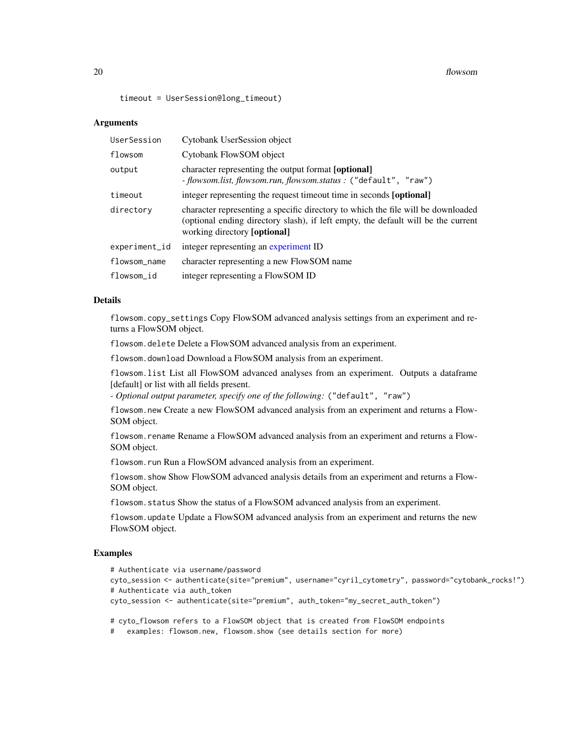```
timeout = UserSession@long_timeout)
```

## Arguments

| | |
|---|---|
| UserSession | Cytobank UserSession object |
| flowsom | Cytobank FlowSOM object |
| output | character representing the output format **[optional]** <br> *- flowsom.list, flowsom.run, flowsom.status :* ("default", "raw") |
| timeout | integer representing the request timeout time in seconds **[optional]** |
| directory | character representing a specific directory to which the file will be downloaded (optional ending directory slash), if left empty, the default will be the current working directory **[optional]** |
| experiment_id | integer representing an experiment ID |
| flowsom_name | character representing a new FlowSOM name |
| flowsom_id | integer representing a FlowSOM ID |

## Details

`flowsom.copy_settings` Copy FlowSOM advanced analysis settings from an experiment and returns a FlowSOM object.

`flowsom.delete` Delete a FlowSOM advanced analysis from an experiment.

`flowsom.download` Download a FlowSOM analysis from an experiment.

`flowsom.list` List all FlowSOM advanced analyses from an experiment. Outputs a dataframe [default] or list with all fields present.
*- Optional output parameter, specify one of the following:* ("default", "raw")

`flowsom.new` Create a new FlowSOM advanced analysis from an experiment and returns a FlowSOM object.

`flowsom.rename` Rename a FlowSOM advanced analysis from an experiment and returns a FlowSOM object.

`flowsom.run` Run a FlowSOM advanced analysis from an experiment.

`flowsom.show` Show FlowSOM advanced analysis details from an experiment and returns a FlowSOM object.

`flowsom.status` Show the status of a FlowSOM advanced analysis from an experiment.

`flowsom.update` Update a FlowSOM advanced analysis from an experiment and returns the new FlowSOM object.

## Examples

```
# Authenticate via username/password
cyto_session <- authenticate(site="premium", username="cyril_cytometry", password="cytobank_rocks!")
# Authenticate via auth_token
cyto_session <- authenticate(site="premium", auth_token="my_secret_auth_token")

# cyto_flowsom refers to a FlowSOM object that is created from FlowSOM endpoints
#   examples: flowsom.new, flowsom.show (see details section for more)
```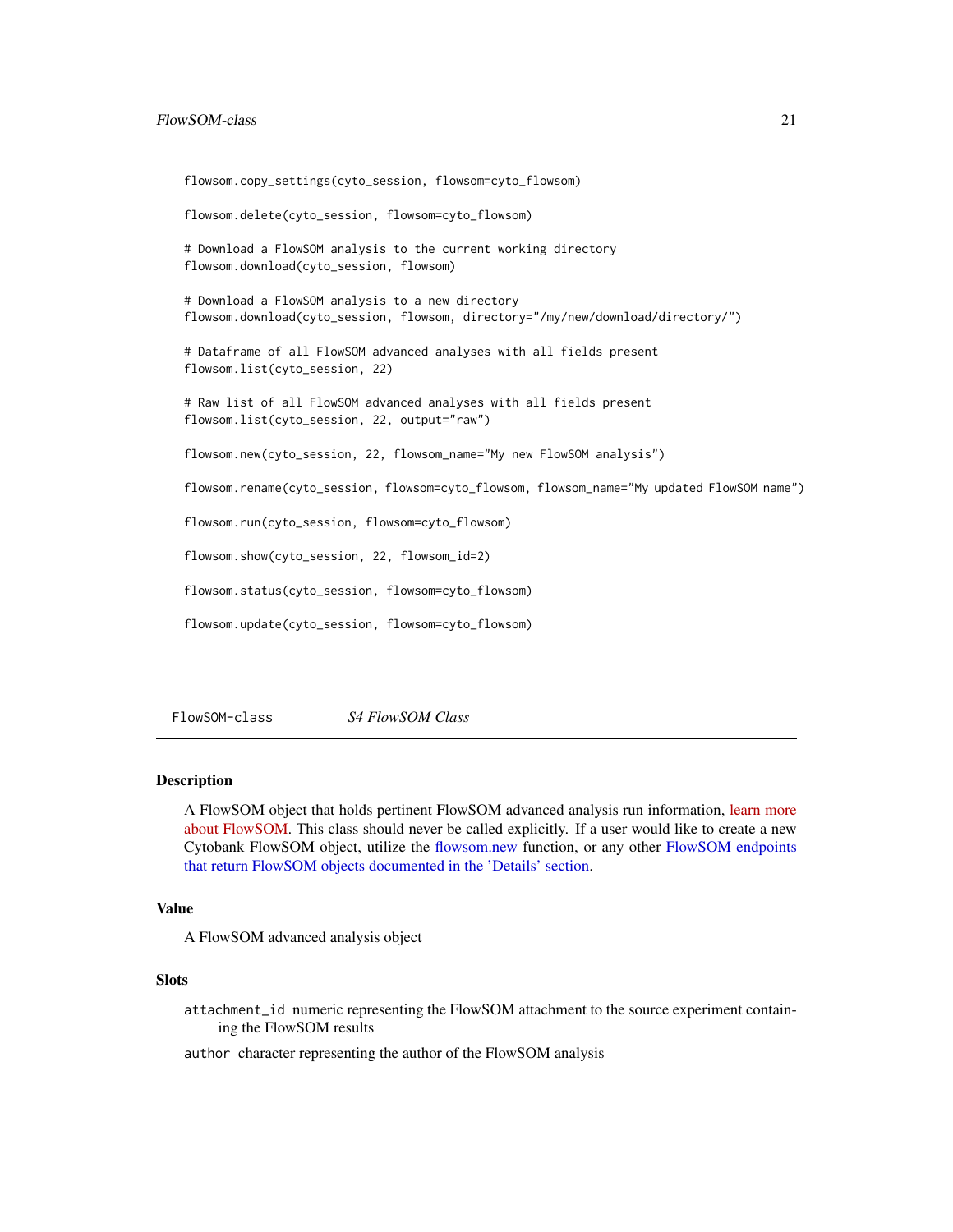```
flowsom.copy_settings(cyto_session, flowsom=cyto_flowsom)

flowsom.delete(cyto_session, flowsom=cyto_flowsom)

# Download a FlowSOM analysis to the current working directory
flowsom.download(cyto_session, flowsom)

# Download a FlowSOM analysis to a new directory
flowsom.download(cyto_session, flowsom, directory="/my/new/download/directory/")

# Dataframe of all FlowSOM advanced analyses with all fields present
flowsom.list(cyto_session, 22)

# Raw list of all FlowSOM advanced analyses with all fields present
flowsom.list(cyto_session, 22, output="raw")

flowsom.new(cyto_session, 22, flowsom_name="My new FlowSOM analysis")

flowsom.rename(cyto_session, flowsom=cyto_flowsom, flowsom_name="My updated FlowSOM name")

flowsom.run(cyto_session, flowsom=cyto_flowsom)

flowsom.show(cyto_session, 22, flowsom_id=2)

flowsom.status(cyto_session, flowsom=cyto_flowsom)

flowsom.update(cyto_session, flowsom=cyto_flowsom)
```

---

## FlowSOM-class *S4 FlowSOM Class*

---

### Description

A FlowSOM object that holds pertinent FlowSOM advanced analysis run information, learn more about FlowSOM. This class should never be called explicitly. If a user would like to create a new Cytobank FlowSOM object, utilize the flowsom.new function, or any other FlowSOM endpoints that return FlowSOM objects documented in the 'Details' section.

### Value

A FlowSOM advanced analysis object

### Slots

`attachment_id` numeric representing the FlowSOM attachment to the source experiment containing the FlowSOM results

`author` character representing the author of the FlowSOM analysis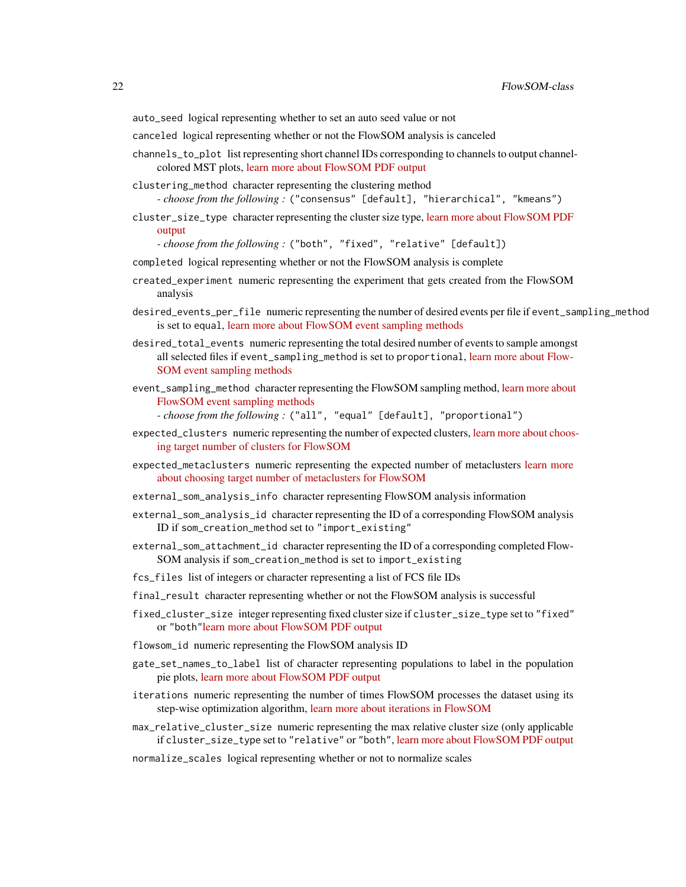`auto_seed` logical representing whether to set an auto seed value or not

`canceled` logical representing whether or not the FlowSOM analysis is canceled

`channels_to_plot` list representing short channel IDs corresponding to channels to output channel-colored MST plots, learn more about FlowSOM PDF output

`clustering_method` character representing the clustering method
  - *choose from the following :* `("consensus" [default], "hierarchical", "kmeans")`

`cluster_size_type` character representing the cluster size type, learn more about FlowSOM PDF output
  - *choose from the following :* `("both", "fixed", "relative" [default])`

`completed` logical representing whether or not the FlowSOM analysis is complete

`created_experiment` numeric representing the experiment that gets created from the FlowSOM analysis

`desired_events_per_file` numeric representing the number of desired events per file if `event_sampling_method` is set to `equal`, learn more about FlowSOM event sampling methods

`desired_total_events` numeric representing the total desired number of events to sample amongst all selected files if `event_sampling_method` is set to `proportional`, learn more about FlowSOM event sampling methods

`event_sampling_method` character representing the FlowSOM sampling method, learn more about FlowSOM event sampling methods
  - *choose from the following :* `("all", "equal" [default], "proportional")`

`expected_clusters` numeric representing the number of expected clusters, learn more about choosing target number of clusters for FlowSOM

`expected_metaclusters` numeric representing the expected number of metaclusters learn more about choosing target number of metaclusters for FlowSOM

`external_som_analysis_info` character representing FlowSOM analysis information

`external_som_analysis_id` character representing the ID of a corresponding FlowSOM analysis ID if `som_creation_method` set to `"import_existing"`

`external_som_attachment_id` character representing the ID of a corresponding completed FlowSOM analysis if `som_creation_method` is set to `import_existing`

`fcs_files` list of integers or character representing a list of FCS file IDs

`final_result` character representing whether or not the FlowSOM analysis is successful

`fixed_cluster_size` integer representing fixed cluster size if `cluster_size_type` set to `"fixed"` or `"both"`learn more about FlowSOM PDF output

`flowsom_id` numeric representing the FlowSOM analysis ID

`gate_set_names_to_label` list of character representing populations to label in the population pie plots, learn more about FlowSOM PDF output

`iterations` numeric representing the number of times FlowSOM processes the dataset using its step-wise optimization algorithm, learn more about iterations in FlowSOM

`max_relative_cluster_size` numeric representing the max relative cluster size (only applicable if `cluster_size_type` set to `"relative"` or `"both"`, learn more about FlowSOM PDF output

`normalize_scales` logical representing whether or not to normalize scales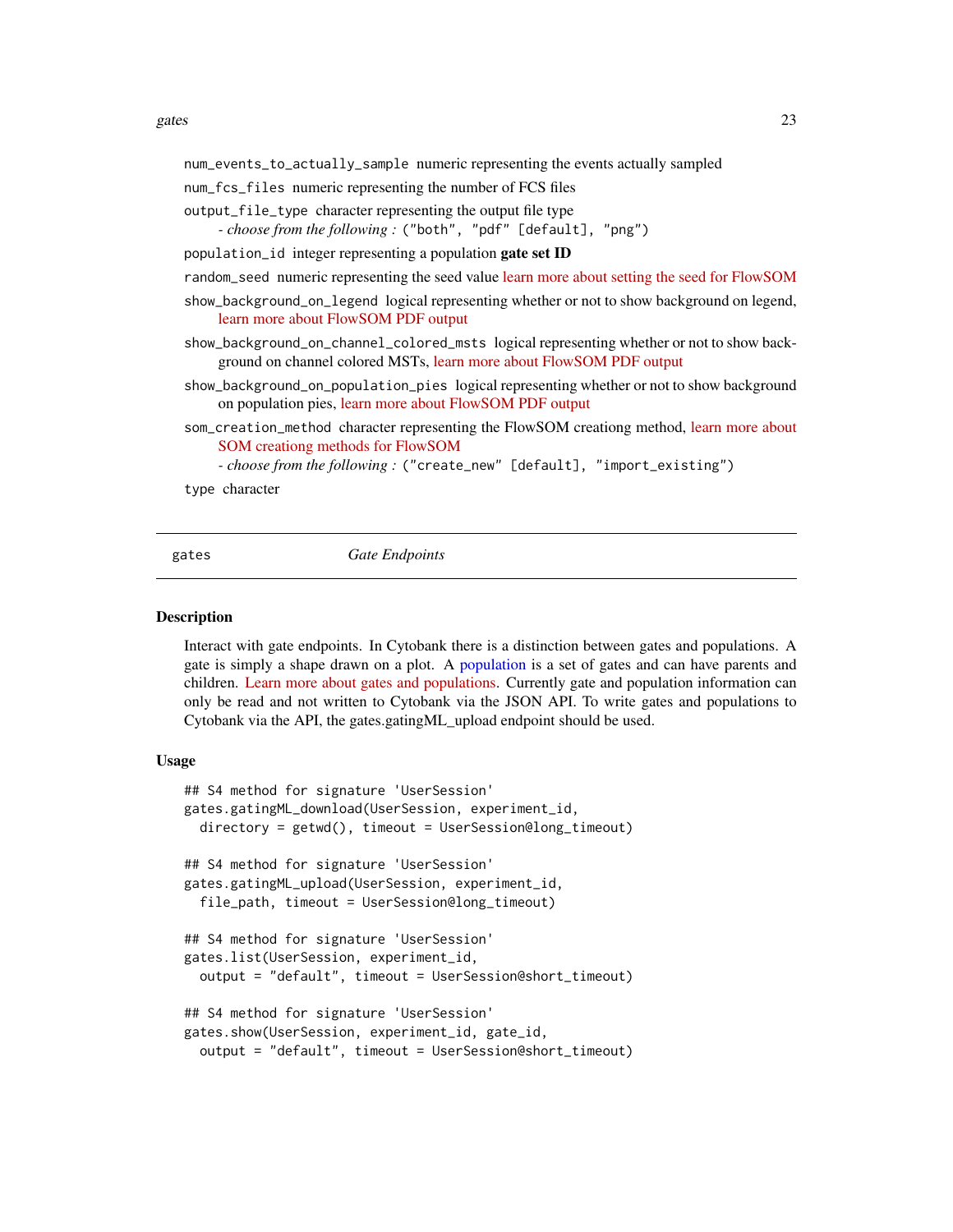num_events_to_actually_sample numeric representing the events actually sampled

num_fcs_files numeric representing the number of FCS files

output_file_type character representing the output file type
  - *choose from the following :* ("both", "pdf" [default], "png")

population_id integer representing a population **gate set ID**

random_seed numeric representing the seed value learn more about setting the seed for FlowSOM

show_background_on_legend logical representing whether or not to show background on legend, learn more about FlowSOM PDF output

show_background_on_channel_colored_msts logical representing whether or not to show background on channel colored MSTs, learn more about FlowSOM PDF output

show_background_on_population_pies logical representing whether or not to show background on population pies, learn more about FlowSOM PDF output

som_creation_method character representing the FlowSOM creationg method, learn more about SOM creationg methods for FlowSOM
  - *choose from the following :* ("create_new" [default], "import_existing")

type character

---

## gates *Gate Endpoints*

---

### Description

Interact with gate endpoints. In Cytobank there is a distinction between gates and populations. A gate is simply a shape drawn on a plot. A population is a set of gates and can have parents and children. Learn more about gates and populations. Currently gate and population information can only be read and not written to Cytobank via the JSON API. To write gates and populations to Cytobank via the API, the gates.gatingML_upload endpoint should be used.

### Usage

```
## S4 method for signature 'UserSession'
gates.gatingML_download(UserSession, experiment_id,
  directory = getwd(), timeout = UserSession@long_timeout)

## S4 method for signature 'UserSession'
gates.gatingML_upload(UserSession, experiment_id,
  file_path, timeout = UserSession@long_timeout)

## S4 method for signature 'UserSession'
gates.list(UserSession, experiment_id,
  output = "default", timeout = UserSession@short_timeout)

## S4 method for signature 'UserSession'
gates.show(UserSession, experiment_id, gate_id,
  output = "default", timeout = UserSession@short_timeout)
```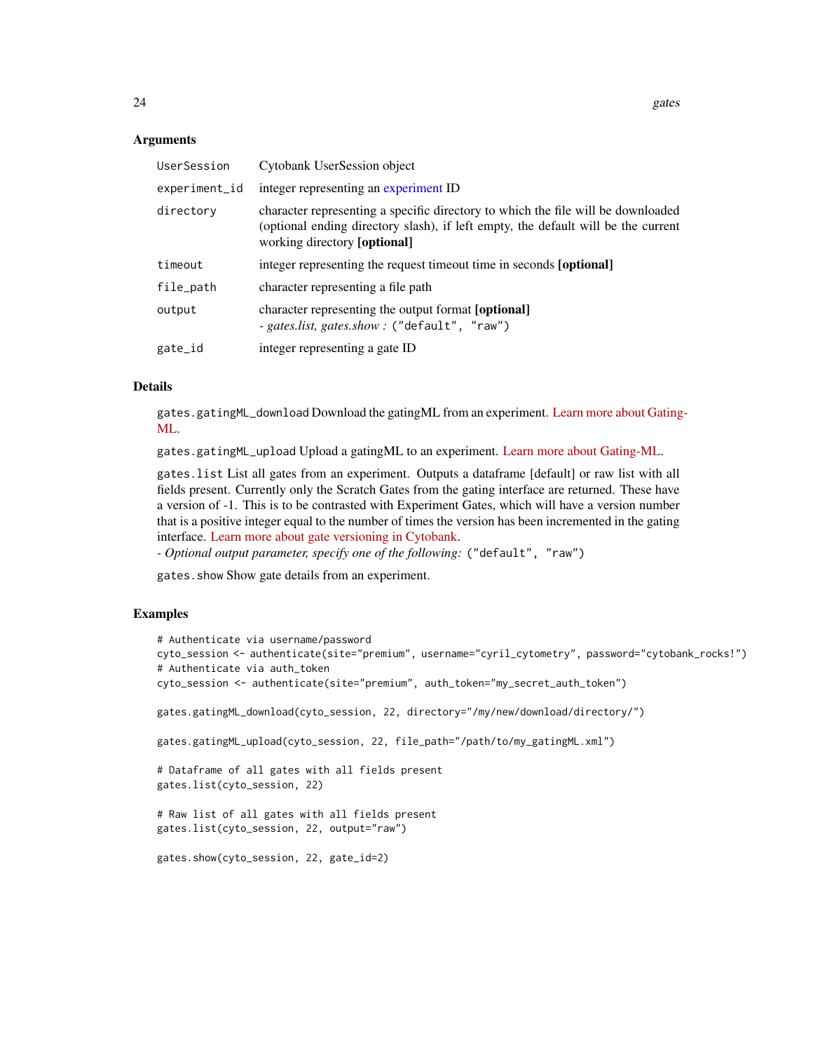### Arguments

| | |
|---|---|
| UserSession | Cytobank UserSession object |
| experiment_id | integer representing an experiment ID |
| directory | character representing a specific directory to which the file will be downloaded (optional ending directory slash), if left empty, the default will be the current working directory **[optional]** |
| timeout | integer representing the request timeout time in seconds **[optional]** |
| file_path | character representing a file path |
| output | character representing the output format **[optional]**<br>*- gates.list, gates.show :* ("default", "raw") |
| gate_id | integer representing a gate ID |

### Details

gates.gatingML_download Download the gatingML from an experiment. Learn more about Gating-ML.

gates.gatingML_upload Upload a gatingML to an experiment. Learn more about Gating-ML.

gates.list List all gates from an experiment. Outputs a dataframe [default] or raw list with all fields present. Currently only the Scratch Gates from the gating interface are returned. These have a version of -1. This is to be contrasted with Experiment Gates, which will have a version number that is a positive integer equal to the number of times the version has been incremented in the gating interface. Learn more about gate versioning in Cytobank.
*- Optional output parameter, specify one of the following:* ("default", "raw")

gates.show Show gate details from an experiment.

### Examples

```
# Authenticate via username/password
cyto_session <- authenticate(site="premium", username="cyril_cytometry", password="cytobank_rocks!")
# Authenticate via auth_token
cyto_session <- authenticate(site="premium", auth_token="my_secret_auth_token")

gates.gatingML_download(cyto_session, 22, directory="/my/new/download/directory/")

gates.gatingML_upload(cyto_session, 22, file_path="/path/to/my_gatingML.xml")

# Dataframe of all gates with all fields present
gates.list(cyto_session, 22)

# Raw list of all gates with all fields present
gates.list(cyto_session, 22, output="raw")

gates.show(cyto_session, 22, gate_id=2)
```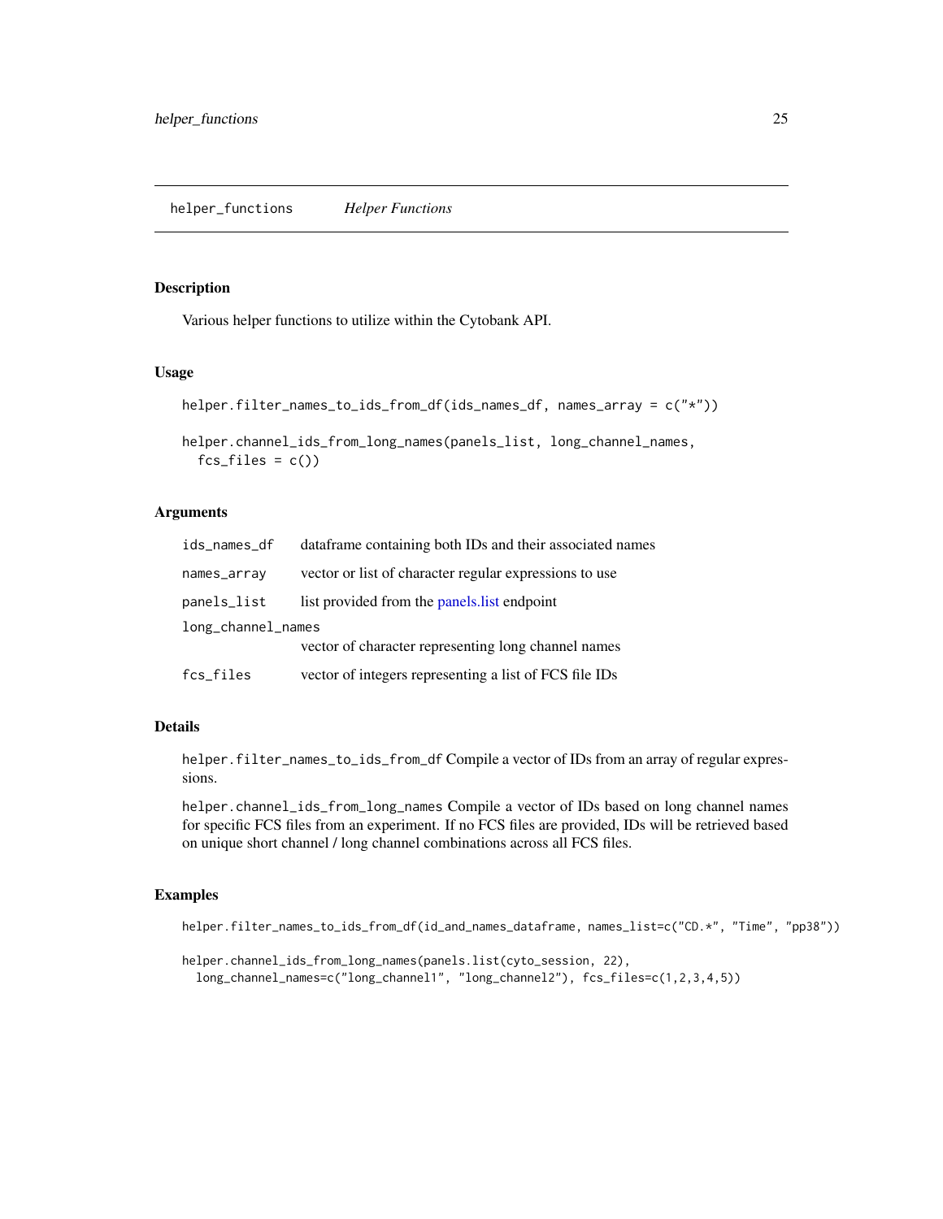# helper_functions *Helper Functions*

## Description

Various helper functions to utilize within the Cytobank API.

## Usage

```
helper.filter_names_to_ids_from_df(ids_names_df, names_array = c("*"))

helper.channel_ids_from_long_names(panels_list, long_channel_names,
  fcs_files = c())
```

## Arguments

| | |
|---|---|
| `ids_names_df` | dataframe containing both IDs and their associated names |
| `names_array` | vector or list of character regular expressions to use |
| `panels_list` | list provided from the panels.list endpoint |
| `long_channel_names` | vector of character representing long channel names |
| `fcs_files` | vector of integers representing a list of FCS file IDs |

## Details

`helper.filter_names_to_ids_from_df` Compile a vector of IDs from an array of regular expressions.

`helper.channel_ids_from_long_names` Compile a vector of IDs based on long channel names for specific FCS files from an experiment. If no FCS files are provided, IDs will be retrieved based on unique short channel / long channel combinations across all FCS files.

## Examples

```
helper.filter_names_to_ids_from_df(id_and_names_dataframe, names_list=c("CD.*", "Time", "pp38"))

helper.channel_ids_from_long_names(panels.list(cyto_session, 22),
  long_channel_names=c("long_channel1", "long_channel2"), fcs_files=c(1,2,3,4,5))
```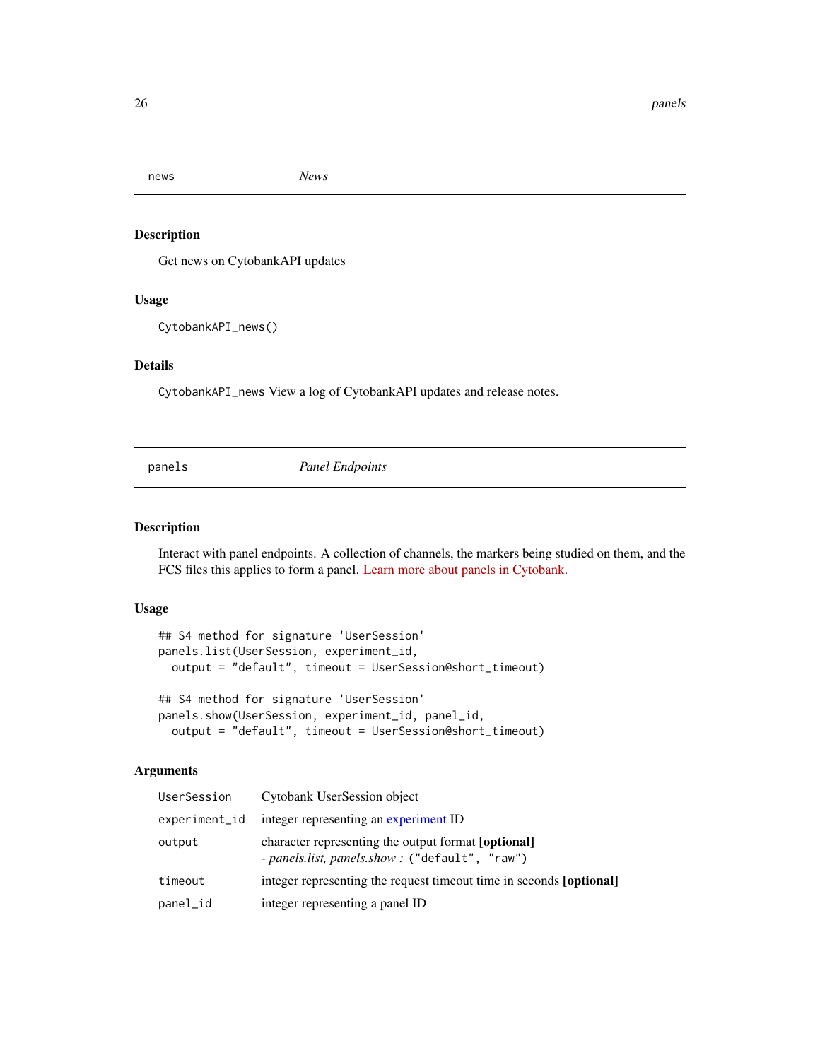## news — *News*

### Description

Get news on CytobankAPI updates

### Usage

```
CytobankAPI_news()
```

### Details

`CytobankAPI_news` View a log of CytobankAPI updates and release notes.

## panels — *Panel Endpoints*

### Description

Interact with panel endpoints. A collection of channels, the markers being studied on them, and the FCS files this applies to form a panel. Learn more about panels in Cytobank.

### Usage

```
## S4 method for signature 'UserSession'
panels.list(UserSession, experiment_id,
  output = "default", timeout = UserSession@short_timeout)

## S4 method for signature 'UserSession'
panels.show(UserSession, experiment_id, panel_id,
  output = "default", timeout = UserSession@short_timeout)
```

### Arguments

| | |
|---|---|
| `UserSession` | Cytobank UserSession object |
| `experiment_id` | integer representing an experiment ID |
| `output` | character representing the output format **[optional]**<br>*- panels.list, panels.show :* `("default", "raw")` |
| `timeout` | integer representing the request timeout time in seconds **[optional]** |
| `panel_id` | integer representing a panel ID |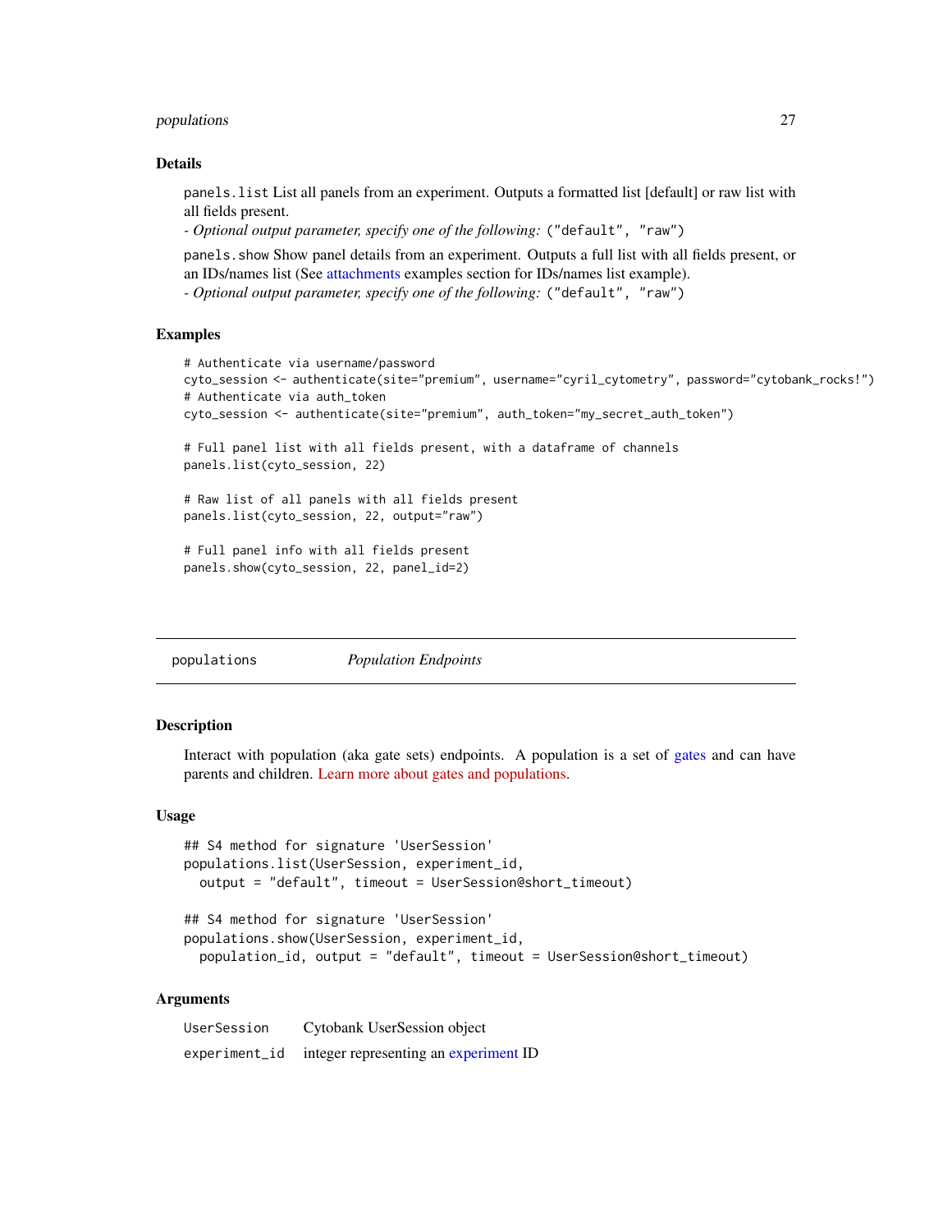## Details

`panels.list` List all panels from an experiment. Outputs a formatted list [default] or raw list with all fields present.
*- Optional output parameter, specify one of the following:* `("default", "raw")`

`panels.show` Show panel details from an experiment. Outputs a full list with all fields present, or an IDs/names list (See attachments examples section for IDs/names list example).
*- Optional output parameter, specify one of the following:* `("default", "raw")`

## Examples

```
# Authenticate via username/password
cyto_session <- authenticate(site="premium", username="cyril_cytometry", password="cytobank_rocks!")
# Authenticate via auth_token
cyto_session <- authenticate(site="premium", auth_token="my_secret_auth_token")

# Full panel list with all fields present, with a dataframe of channels
panels.list(cyto_session, 22)

# Raw list of all panels with all fields present
panels.list(cyto_session, 22, output="raw")

# Full panel info with all fields present
panels.show(cyto_session, 22, panel_id=2)
```

---

# populations *Population Endpoints*

---

## Description

Interact with population (aka gate sets) endpoints. A population is a set of gates and can have parents and children. Learn more about gates and populations.

## Usage

```
## S4 method for signature 'UserSession'
populations.list(UserSession, experiment_id,
  output = "default", timeout = UserSession@short_timeout)

## S4 method for signature 'UserSession'
populations.show(UserSession, experiment_id,
  population_id, output = "default", timeout = UserSession@short_timeout)
```

## Arguments

| | |
|---|---|
| `UserSession` | Cytobank UserSession object |
| `experiment_id` | integer representing an experiment ID |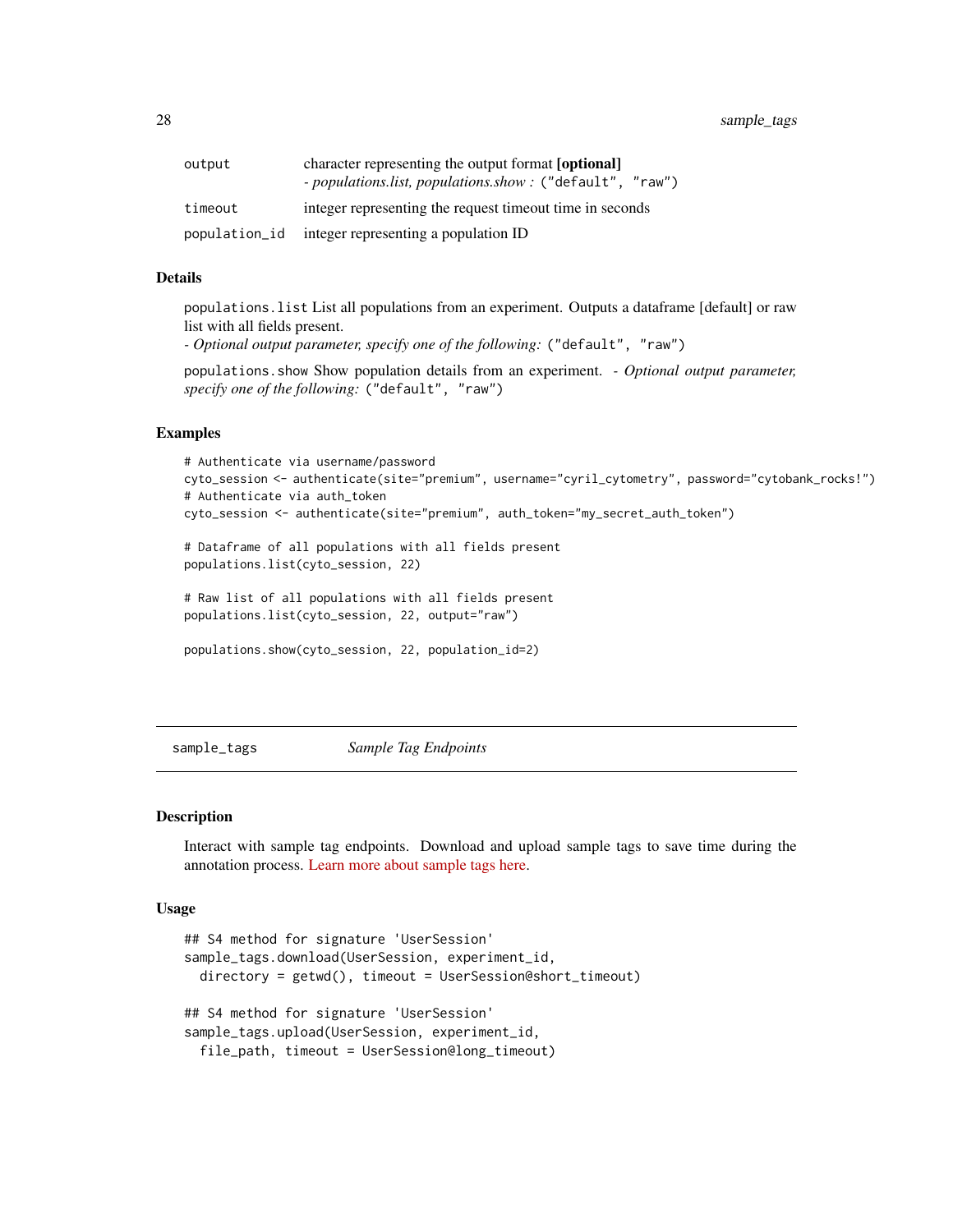| | |
|---|---|
| output | character representing the output format **[optional]**<br>*- populations.list, populations.show :* ("default", "raw") |
| timeout | integer representing the request timeout time in seconds |
| population_id | integer representing a population ID |

### Details

populations.list List all populations from an experiment. Outputs a dataframe [default] or raw list with all fields present.
*- Optional output parameter, specify one of the following:* ("default", "raw")

populations.show Show population details from an experiment. *- Optional output parameter, specify one of the following:* ("default", "raw")

### Examples

```
# Authenticate via username/password
cyto_session <- authenticate(site="premium", username="cyril_cytometry", password="cytobank_rocks!")
# Authenticate via auth_token
cyto_session <- authenticate(site="premium", auth_token="my_secret_auth_token")

# Dataframe of all populations with all fields present
populations.list(cyto_session, 22)

# Raw list of all populations with all fields present
populations.list(cyto_session, 22, output="raw")

populations.show(cyto_session, 22, population_id=2)
```

---

## sample_tags *Sample Tag Endpoints*

### Description

Interact with sample tag endpoints. Download and upload sample tags to save time during the annotation process. Learn more about sample tags here.

### Usage

```
## S4 method for signature 'UserSession'
sample_tags.download(UserSession, experiment_id,
  directory = getwd(), timeout = UserSession@short_timeout)

## S4 method for signature 'UserSession'
sample_tags.upload(UserSession, experiment_id,
  file_path, timeout = UserSession@long_timeout)
```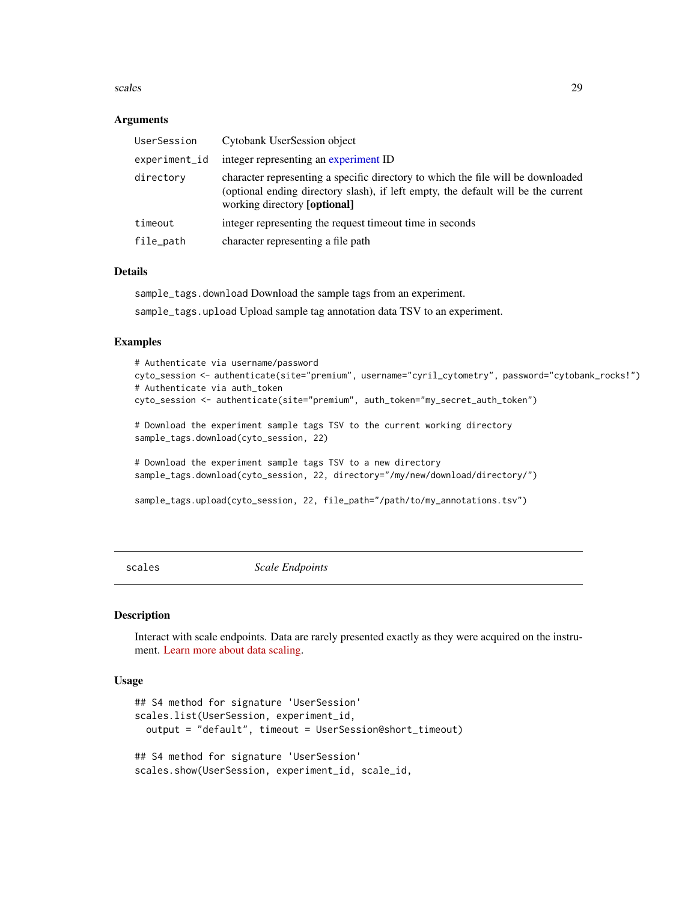## Arguments

| | |
|---|---|
| UserSession | Cytobank UserSession object |
| experiment_id | integer representing an experiment ID |
| directory | character representing a specific directory to which the file will be downloaded (optional ending directory slash), if left empty, the default will be the current working directory **[optional]** |
| timeout | integer representing the request timeout time in seconds |
| file_path | character representing a file path |

## Details

sample_tags.download Download the sample tags from an experiment.

sample_tags.upload Upload sample tag annotation data TSV to an experiment.

## Examples

```
# Authenticate via username/password
cyto_session <- authenticate(site="premium", username="cyril_cytometry", password="cytobank_rocks!")
# Authenticate via auth_token
cyto_session <- authenticate(site="premium", auth_token="my_secret_auth_token")

# Download the experiment sample tags TSV to the current working directory
sample_tags.download(cyto_session, 22)

# Download the experiment sample tags TSV to a new directory
sample_tags.download(cyto_session, 22, directory="/my/new/download/directory/")

sample_tags.upload(cyto_session, 22, file_path="/path/to/my_annotations.tsv")
```

---

# scales *Scale Endpoints*

---

## Description

Interact with scale endpoints. Data are rarely presented exactly as they were acquired on the instrument. Learn more about data scaling.

## Usage

```
## S4 method for signature 'UserSession'
scales.list(UserSession, experiment_id,
  output = "default", timeout = UserSession@short_timeout)

## S4 method for signature 'UserSession'
scales.show(UserSession, experiment_id, scale_id,
```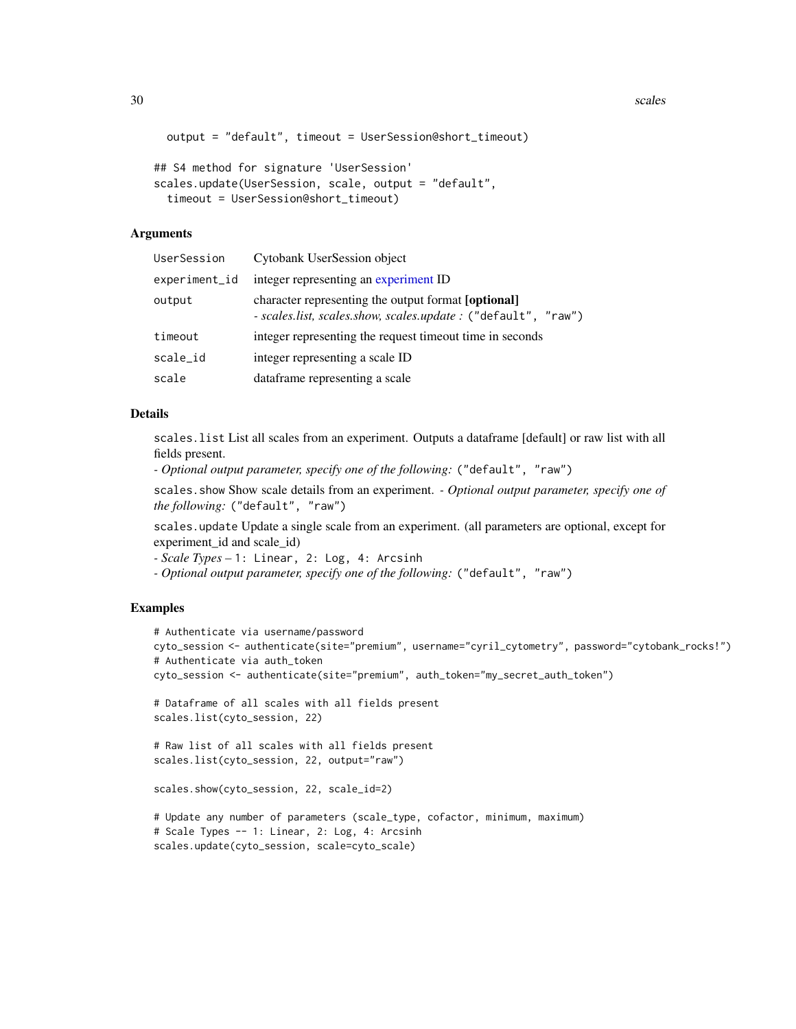```
  output = "default", timeout = UserSession@short_timeout)

## S4 method for signature 'UserSession'
scales.update(UserSession, scale, output = "default",
  timeout = UserSession@short_timeout)
```

### Arguments

| | |
|---|---|
| `UserSession` | Cytobank UserSession object |
| `experiment_id` | integer representing an experiment ID |
| `output` | character representing the output format **[optional]** <br> *- scales.list, scales.show, scales.update :* `("default", "raw")` |
| `timeout` | integer representing the request timeout time in seconds |
| `scale_id` | integer representing a scale ID |
| `scale` | dataframe representing a scale |

### Details

`scales.list` List all scales from an experiment. Outputs a dataframe [default] or raw list with all fields present.
*- Optional output parameter, specify one of the following:* `("default", "raw")`

`scales.show` Show scale details from an experiment. *- Optional output parameter, specify one of the following:* `("default", "raw")`

`scales.update` Update a single scale from an experiment. (all parameters are optional, except for experiment_id and scale_id)
*- Scale Types –* `1: Linear, 2: Log, 4: Arcsinh`
*- Optional output parameter, specify one of the following:* `("default", "raw")`

### Examples

```
# Authenticate via username/password
cyto_session <- authenticate(site="premium", username="cyril_cytometry", password="cytobank_rocks!")
# Authenticate via auth_token
cyto_session <- authenticate(site="premium", auth_token="my_secret_auth_token")

# Dataframe of all scales with all fields present
scales.list(cyto_session, 22)

# Raw list of all scales with all fields present
scales.list(cyto_session, 22, output="raw")

scales.show(cyto_session, 22, scale_id=2)

# Update any number of parameters (scale_type, cofactor, minimum, maximum)
# Scale Types -- 1: Linear, 2: Log, 4: Arcsinh
scales.update(cyto_session, scale=cyto_scale)
```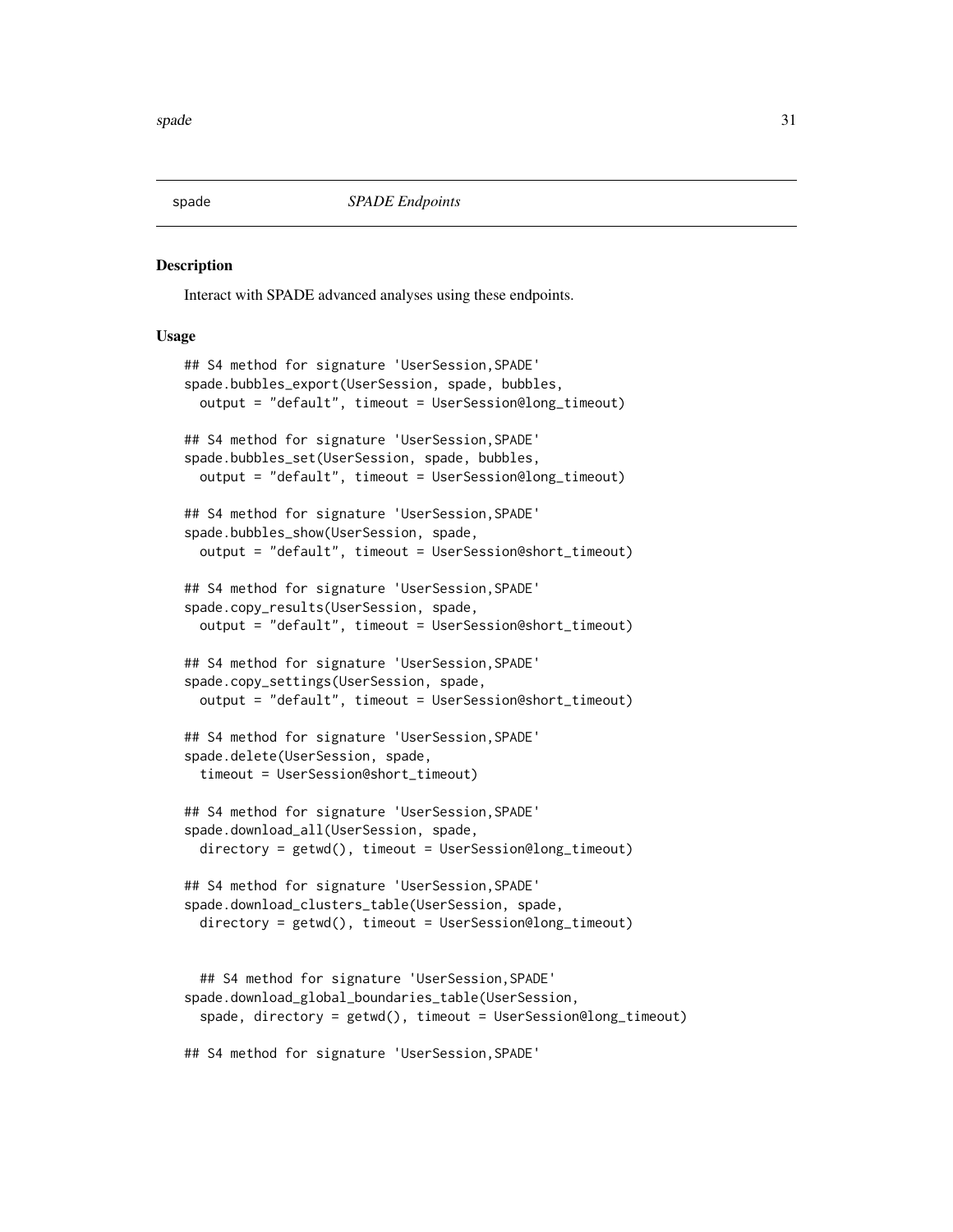spade *SPADE Endpoints*

### Description

Interact with SPADE advanced analyses using these endpoints.

### Usage

```
## S4 method for signature 'UserSession,SPADE'
spade.bubbles_export(UserSession, spade, bubbles,
  output = "default", timeout = UserSession@long_timeout)

## S4 method for signature 'UserSession,SPADE'
spade.bubbles_set(UserSession, spade, bubbles,
  output = "default", timeout = UserSession@long_timeout)

## S4 method for signature 'UserSession,SPADE'
spade.bubbles_show(UserSession, spade,
  output = "default", timeout = UserSession@short_timeout)

## S4 method for signature 'UserSession,SPADE'
spade.copy_results(UserSession, spade,
  output = "default", timeout = UserSession@short_timeout)

## S4 method for signature 'UserSession,SPADE'
spade.copy_settings(UserSession, spade,
  output = "default", timeout = UserSession@short_timeout)

## S4 method for signature 'UserSession,SPADE'
spade.delete(UserSession, spade,
  timeout = UserSession@short_timeout)

## S4 method for signature 'UserSession,SPADE'
spade.download_all(UserSession, spade,
  directory = getwd(), timeout = UserSession@long_timeout)

## S4 method for signature 'UserSession,SPADE'
spade.download_clusters_table(UserSession, spade,
  directory = getwd(), timeout = UserSession@long_timeout)


  ## S4 method for signature 'UserSession,SPADE'
spade.download_global_boundaries_table(UserSession,
  spade, directory = getwd(), timeout = UserSession@long_timeout)

## S4 method for signature 'UserSession,SPADE'
```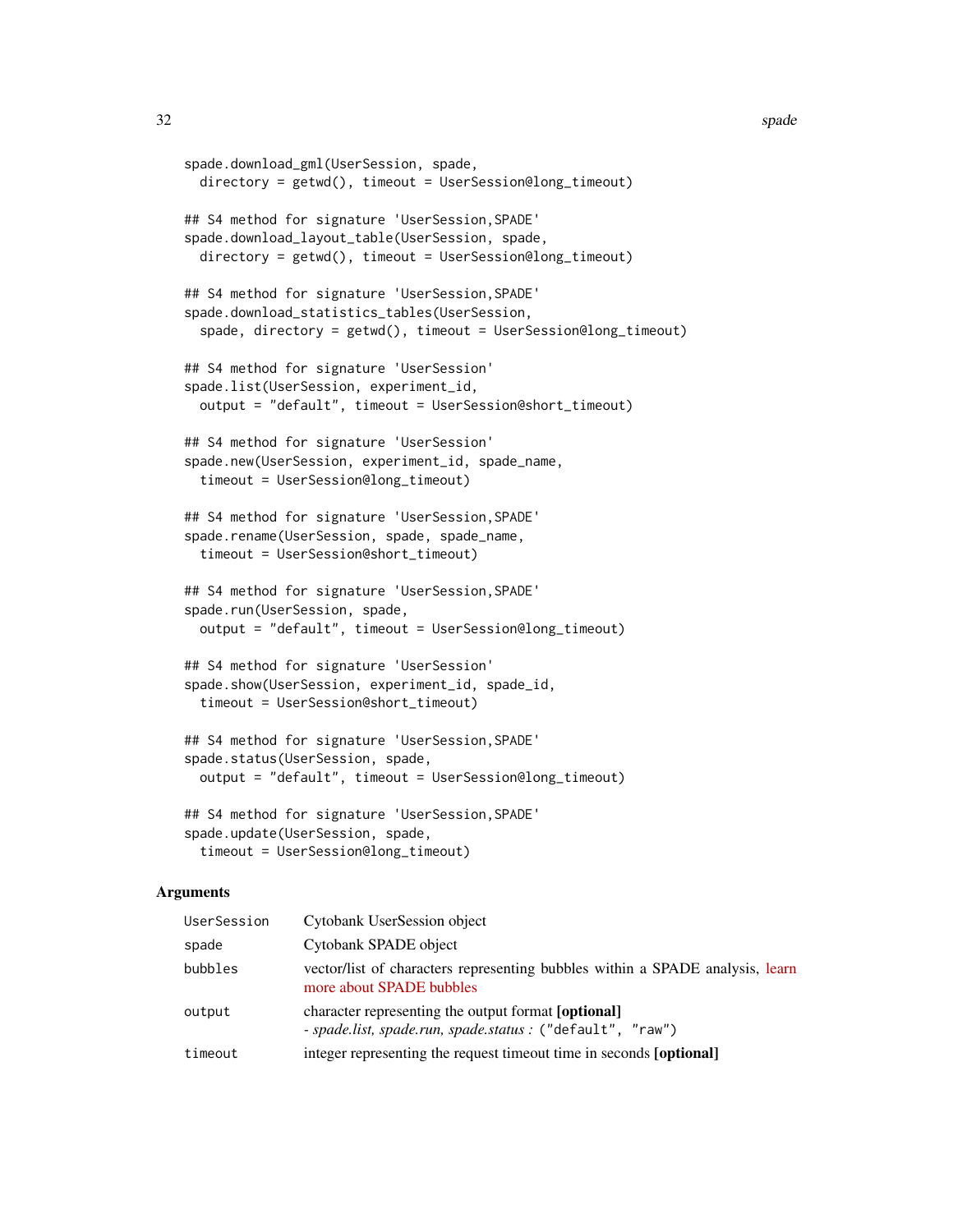```
spade.download_gml(UserSession, spade,
  directory = getwd(), timeout = UserSession@long_timeout)

## S4 method for signature 'UserSession,SPADE'
spade.download_layout_table(UserSession, spade,
  directory = getwd(), timeout = UserSession@long_timeout)

## S4 method for signature 'UserSession,SPADE'
spade.download_statistics_tables(UserSession,
  spade, directory = getwd(), timeout = UserSession@long_timeout)

## S4 method for signature 'UserSession'
spade.list(UserSession, experiment_id,
  output = "default", timeout = UserSession@short_timeout)

## S4 method for signature 'UserSession'
spade.new(UserSession, experiment_id, spade_name,
  timeout = UserSession@long_timeout)

## S4 method for signature 'UserSession,SPADE'
spade.rename(UserSession, spade, spade_name,
  timeout = UserSession@short_timeout)

## S4 method for signature 'UserSession,SPADE'
spade.run(UserSession, spade,
  output = "default", timeout = UserSession@long_timeout)

## S4 method for signature 'UserSession'
spade.show(UserSession, experiment_id, spade_id,
  timeout = UserSession@short_timeout)

## S4 method for signature 'UserSession,SPADE'
spade.status(UserSession, spade,
  output = "default", timeout = UserSession@long_timeout)

## S4 method for signature 'UserSession,SPADE'
spade.update(UserSession, spade,
  timeout = UserSession@long_timeout)
```

## Arguments

| | |
|---|---|
| UserSession | Cytobank UserSession object |
| spade | Cytobank SPADE object |
| bubbles | vector/list of characters representing bubbles within a SPADE analysis, learn more about SPADE bubbles |
| output | character representing the output format **[optional]**<br>*- spade.list, spade.run, spade.status :* ("default", "raw") |
| timeout | integer representing the request timeout time in seconds **[optional]** |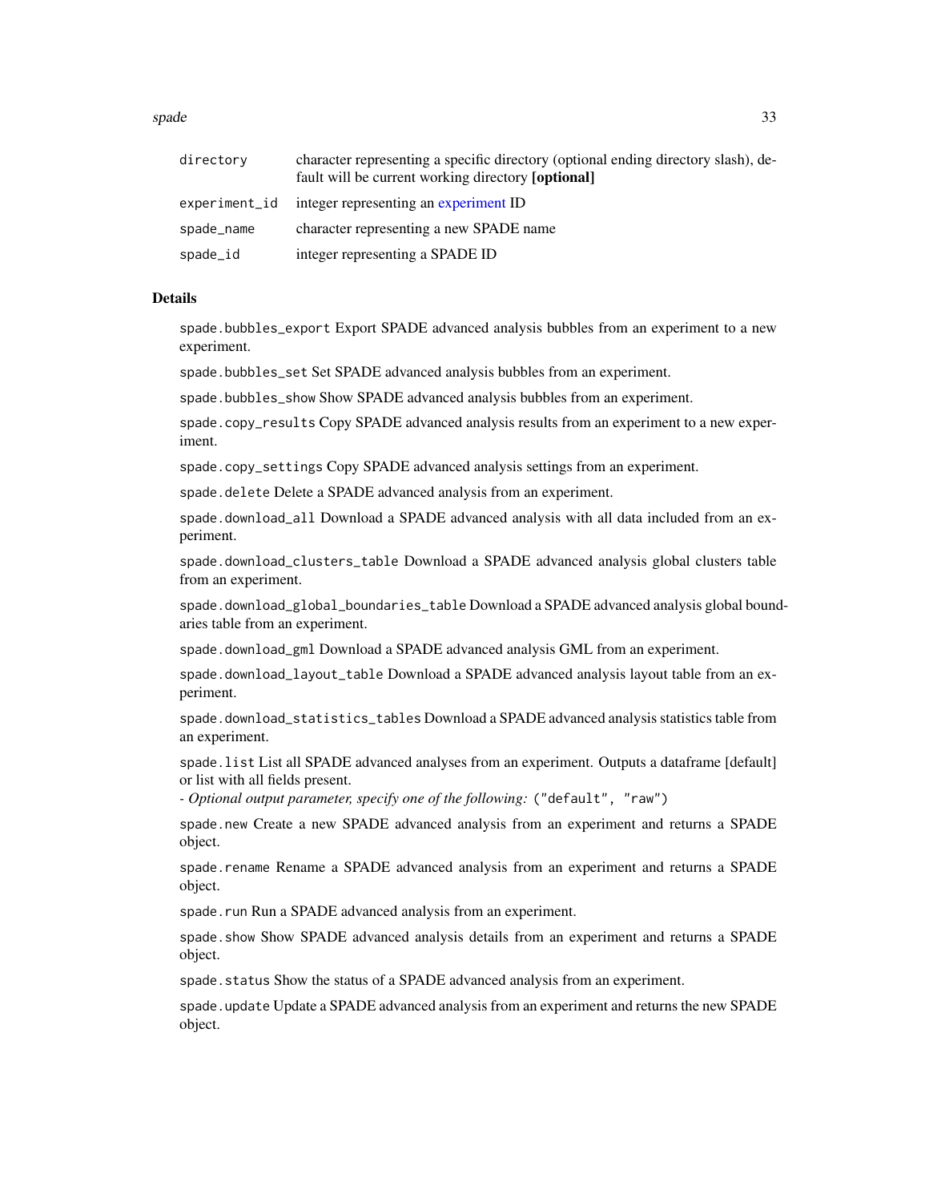| | |
|---|---|
| `directory` | character representing a specific directory (optional ending directory slash), default will be current working directory **[optional]** |
| `experiment_id` | integer representing an experiment ID |
| `spade_name` | character representing a new SPADE name |
| `spade_id` | integer representing a SPADE ID |

## Details

`spade.bubbles_export` Export SPADE advanced analysis bubbles from an experiment to a new experiment.

`spade.bubbles_set` Set SPADE advanced analysis bubbles from an experiment.

`spade.bubbles_show` Show SPADE advanced analysis bubbles from an experiment.

`spade.copy_results` Copy SPADE advanced analysis results from an experiment to a new experiment.

`spade.copy_settings` Copy SPADE advanced analysis settings from an experiment.

`spade.delete` Delete a SPADE advanced analysis from an experiment.

`spade.download_all` Download a SPADE advanced analysis with all data included from an experiment.

`spade.download_clusters_table` Download a SPADE advanced analysis global clusters table from an experiment.

`spade.download_global_boundaries_table` Download a SPADE advanced analysis global boundaries table from an experiment.

`spade.download_gml` Download a SPADE advanced analysis GML from an experiment.

`spade.download_layout_table` Download a SPADE advanced analysis layout table from an experiment.

`spade.download_statistics_tables` Download a SPADE advanced analysis statistics table from an experiment.

`spade.list` List all SPADE advanced analyses from an experiment. Outputs a dataframe [default] or list with all fields present.
*- Optional output parameter, specify one of the following:* `("default", "raw")`

`spade.new` Create a new SPADE advanced analysis from an experiment and returns a SPADE object.

`spade.rename` Rename a SPADE advanced analysis from an experiment and returns a SPADE object.

`spade.run` Run a SPADE advanced analysis from an experiment.

`spade.show` Show SPADE advanced analysis details from an experiment and returns a SPADE object.

`spade.status` Show the status of a SPADE advanced analysis from an experiment.

`spade.update` Update a SPADE advanced analysis from an experiment and returns the new SPADE object.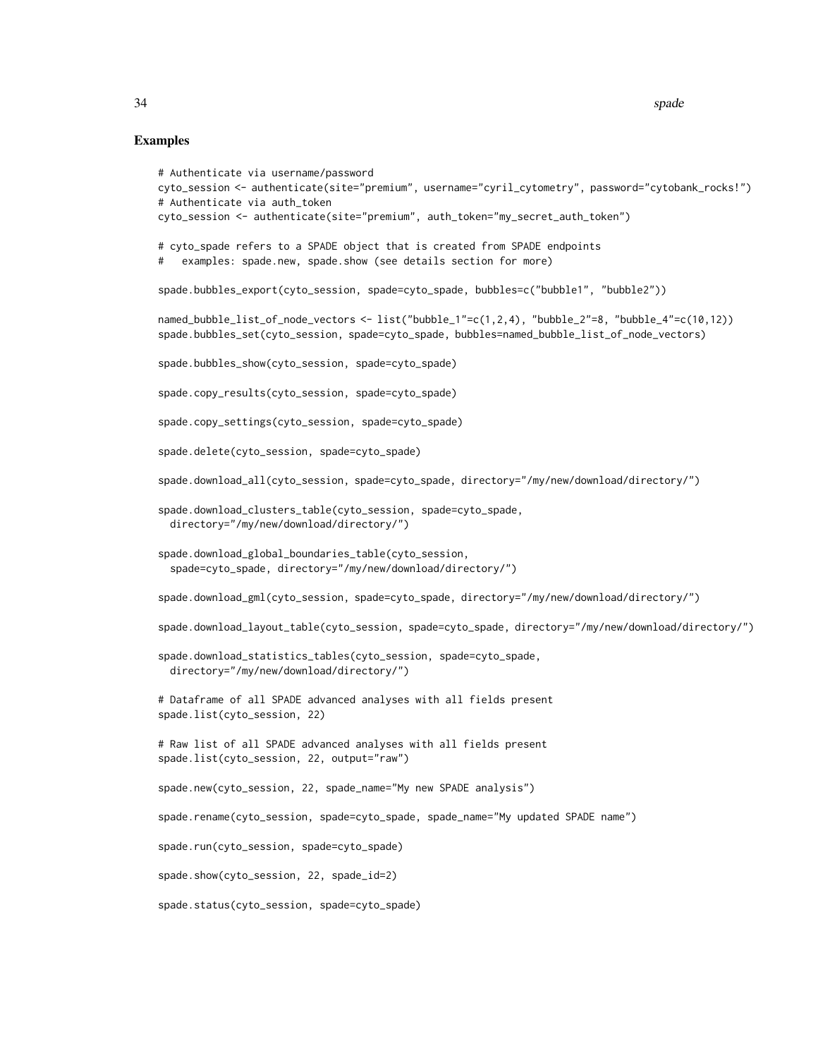## Examples

```
# Authenticate via username/password
cyto_session <- authenticate(site="premium", username="cyril_cytometry", password="cytobank_rocks!")
# Authenticate via auth_token
cyto_session <- authenticate(site="premium", auth_token="my_secret_auth_token")

# cyto_spade refers to a SPADE object that is created from SPADE endpoints
#   examples: spade.new, spade.show (see details section for more)

spade.bubbles_export(cyto_session, spade=cyto_spade, bubbles=c("bubble1", "bubble2"))

named_bubble_list_of_node_vectors <- list("bubble_1"=c(1,2,4), "bubble_2"=8, "bubble_4"=c(10,12))
spade.bubbles_set(cyto_session, spade=cyto_spade, bubbles=named_bubble_list_of_node_vectors)

spade.bubbles_show(cyto_session, spade=cyto_spade)

spade.copy_results(cyto_session, spade=cyto_spade)

spade.copy_settings(cyto_session, spade=cyto_spade)

spade.delete(cyto_session, spade=cyto_spade)

spade.download_all(cyto_session, spade=cyto_spade, directory="/my/new/download/directory/")

spade.download_clusters_table(cyto_session, spade=cyto_spade,
  directory="/my/new/download/directory/")

spade.download_global_boundaries_table(cyto_session,
  spade=cyto_spade, directory="/my/new/download/directory/")

spade.download_gml(cyto_session, spade=cyto_spade, directory="/my/new/download/directory/")

spade.download_layout_table(cyto_session, spade=cyto_spade, directory="/my/new/download/directory/")

spade.download_statistics_tables(cyto_session, spade=cyto_spade,
  directory="/my/new/download/directory/")

# Dataframe of all SPADE advanced analyses with all fields present
spade.list(cyto_session, 22)

# Raw list of all SPADE advanced analyses with all fields present
spade.list(cyto_session, 22, output="raw")

spade.new(cyto_session, 22, spade_name="My new SPADE analysis")

spade.rename(cyto_session, spade=cyto_spade, spade_name="My updated SPADE name")

spade.run(cyto_session, spade=cyto_spade)

spade.show(cyto_session, 22, spade_id=2)

spade.status(cyto_session, spade=cyto_spade)
```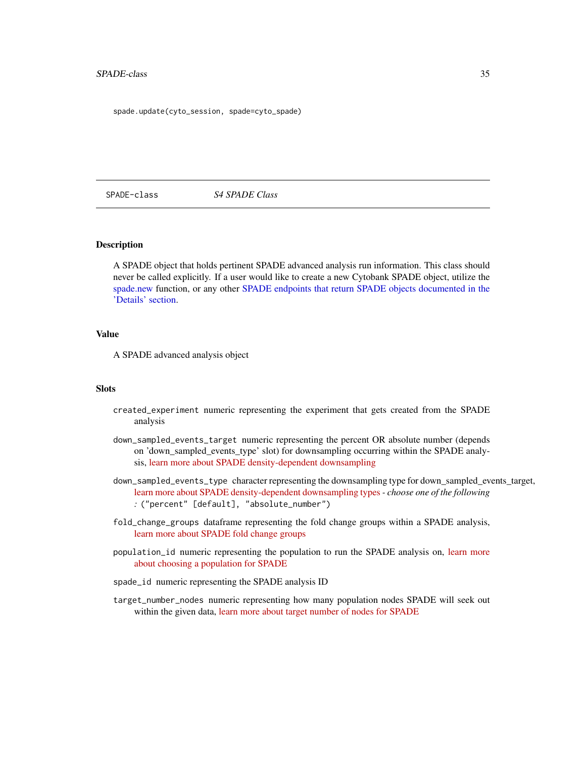```
spade.update(cyto_session, spade=cyto_spade)
```

## SPADE-class *S4 SPADE Class*

### Description

A SPADE object that holds pertinent SPADE advanced analysis run information. This class should never be called explicitly. If a user would like to create a new Cytobank SPADE object, utilize the spade.new function, or any other SPADE endpoints that return SPADE objects documented in the 'Details' section.

### Value

A SPADE advanced analysis object

### Slots

- `created_experiment` numeric representing the experiment that gets created from the SPADE analysis
- `down_sampled_events_target` numeric representing the percent OR absolute number (depends on 'down_sampled_events_type' slot) for downsampling occurring within the SPADE analysis, learn more about SPADE density-dependent downsampling
- `down_sampled_events_type` character representing the downsampling type for down_sampled_events_target, learn more about SPADE density-dependent downsampling types - *choose one of the following :* `("percent" [default], "absolute_number")`
- `fold_change_groups` dataframe representing the fold change groups within a SPADE analysis, learn more about SPADE fold change groups
- `population_id` numeric representing the population to run the SPADE analysis on, learn more about choosing a population for SPADE
- `spade_id` numeric representing the SPADE analysis ID
- `target_number_nodes` numeric representing how many population nodes SPADE will seek out within the given data, learn more about target number of nodes for SPADE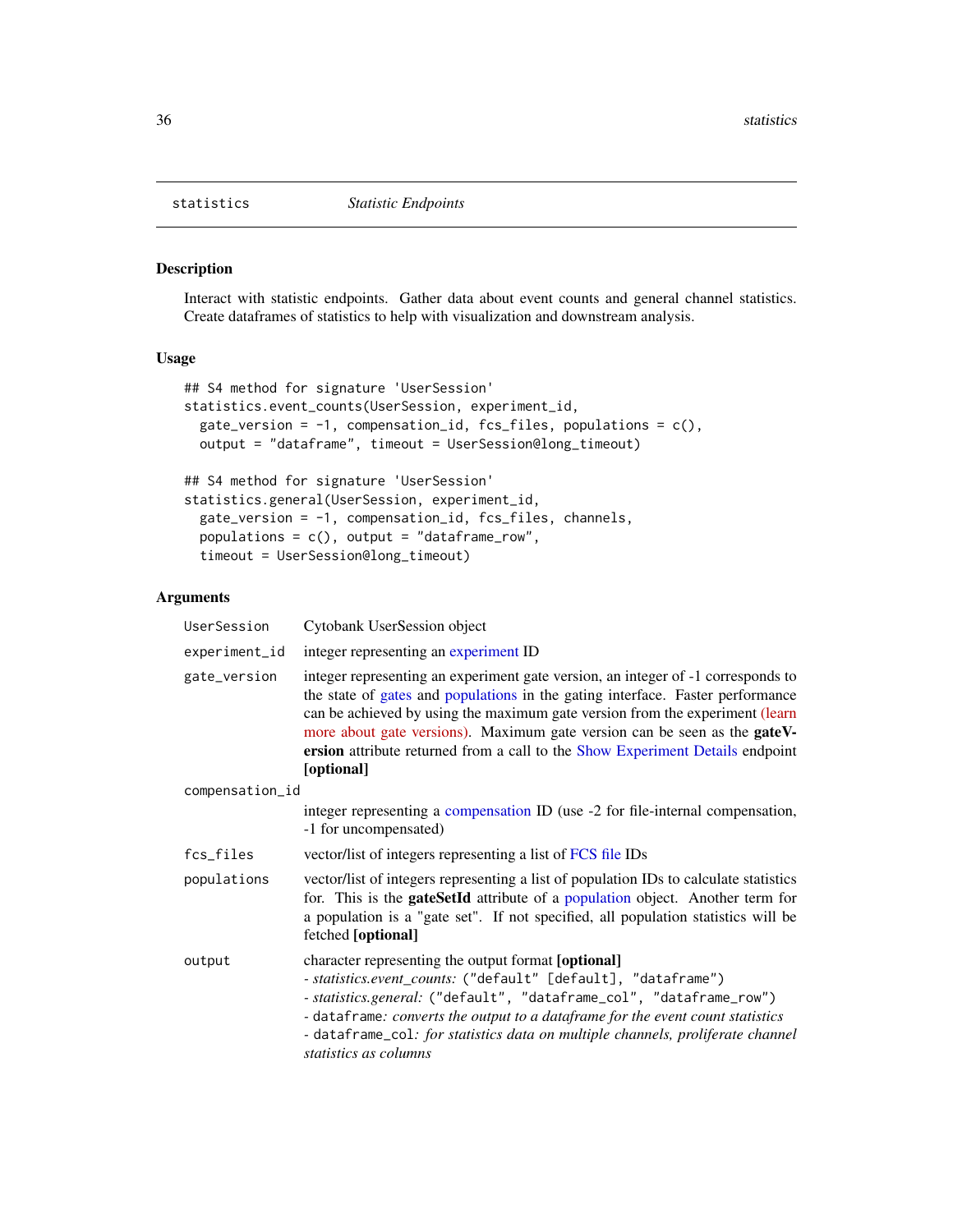statistics *Statistic Endpoints*

### Description

Interact with statistic endpoints. Gather data about event counts and general channel statistics. Create dataframes of statistics to help with visualization and downstream analysis.

### Usage

```
## S4 method for signature 'UserSession'
statistics.event_counts(UserSession, experiment_id,
  gate_version = -1, compensation_id, fcs_files, populations = c(),
  output = "dataframe", timeout = UserSession@long_timeout)

## S4 method for signature 'UserSession'
statistics.general(UserSession, experiment_id,
  gate_version = -1, compensation_id, fcs_files, channels,
  populations = c(), output = "dataframe_row",
  timeout = UserSession@long_timeout)
```

### Arguments

| | |
|---|---|
| UserSession | Cytobank UserSession object |
| experiment_id | integer representing an experiment ID |
| gate_version | integer representing an experiment gate version, an integer of -1 corresponds to the state of gates and populations in the gating interface. Faster performance can be achieved by using the maximum gate version from the experiment (learn more about gate versions). Maximum gate version can be seen as the **gateVersion** attribute returned from a call to the Show Experiment Details endpoint **[optional]** |
| compensation_id | integer representing a compensation ID (use -2 for file-internal compensation, -1 for uncompensated) |
| fcs_files | vector/list of integers representing a list of FCS file IDs |
| populations | vector/list of integers representing a list of population IDs to calculate statistics for. This is the **gateSetId** attribute of a population object. Another term for a population is a "gate set". If not specified, all population statistics will be fetched **[optional]** |
| output | character representing the output format **[optional]**<br>- *statistics.event_counts:* ("default" [default], "dataframe")<br>- *statistics.general:* ("default", "dataframe_col", "dataframe_row")<br>- dataframe*: converts the output to a dataframe for the event count statistics*<br>- dataframe_col*: for statistics data on multiple channels, proliferate channel statistics as columns* |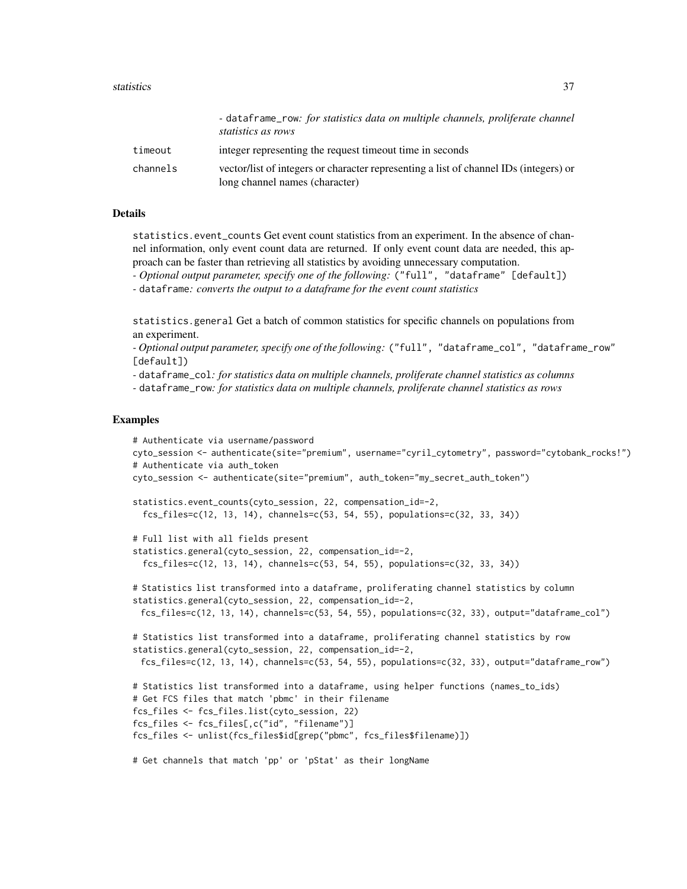|  |  |
|---|---|
|  | - dataframe_row*: for statistics data on multiple channels, proliferate channel statistics as rows* |
| timeout | integer representing the request timeout time in seconds |
| channels | vector/list of integers or character representing a list of channel IDs (integers) or long channel names (character) |

## Details

statistics.event_counts Get event count statistics from an experiment. In the absence of channel information, only event count data are returned. If only event count data are needed, this approach can be faster than retrieving all statistics by avoiding unnecessary computation.
- *Optional output parameter, specify one of the following:* ("full", "dataframe" [default])
- dataframe*: converts the output to a dataframe for the event count statistics*

statistics.general Get a batch of common statistics for specific channels on populations from an experiment.
- *Optional output parameter, specify one of the following:* ("full", "dataframe_col", "dataframe_row" [default])
- dataframe_col*: for statistics data on multiple channels, proliferate channel statistics as columns*
- dataframe_row*: for statistics data on multiple channels, proliferate channel statistics as rows*

## Examples

```
# Authenticate via username/password
cyto_session <- authenticate(site="premium", username="cyril_cytometry", password="cytobank_rocks!")
# Authenticate via auth_token
cyto_session <- authenticate(site="premium", auth_token="my_secret_auth_token")

statistics.event_counts(cyto_session, 22, compensation_id=-2,
  fcs_files=c(12, 13, 14), channels=c(53, 54, 55), populations=c(32, 33, 34))

# Full list with all fields present
statistics.general(cyto_session, 22, compensation_id=-2,
  fcs_files=c(12, 13, 14), channels=c(53, 54, 55), populations=c(32, 33, 34))

# Statistics list transformed into a dataframe, proliferating channel statistics by column
statistics.general(cyto_session, 22, compensation_id=-2,
 fcs_files=c(12, 13, 14), channels=c(53, 54, 55), populations=c(32, 33), output="dataframe_col")

# Statistics list transformed into a dataframe, proliferating channel statistics by row
statistics.general(cyto_session, 22, compensation_id=-2,
 fcs_files=c(12, 13, 14), channels=c(53, 54, 55), populations=c(32, 33), output="dataframe_row")

# Statistics list transformed into a dataframe, using helper functions (names_to_ids)
# Get FCS files that match 'pbmc' in their filename
fcs_files <- fcs_files.list(cyto_session, 22)
fcs_files <- fcs_files[,c("id", "filename")]
fcs_files <- unlist(fcs_files$id[grep("pbmc", fcs_files$filename)])

# Get channels that match 'pp' or 'pStat' as their longName
```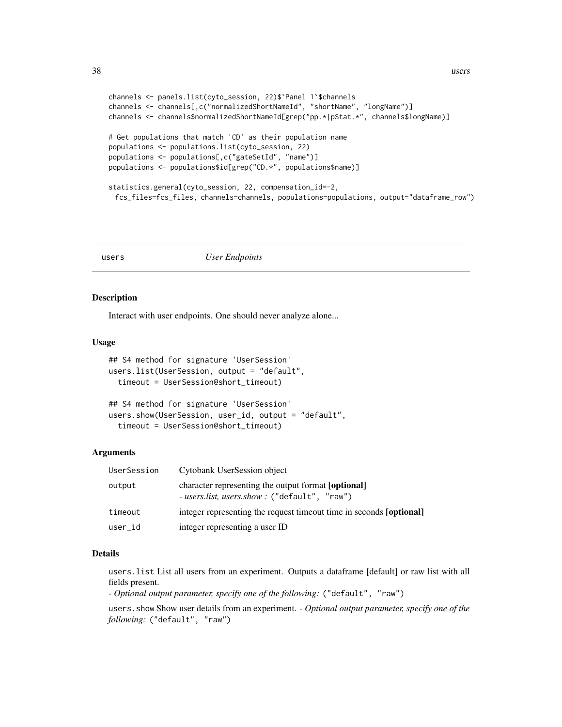```
channels <- panels.list(cyto_session, 22)$`Panel 1`$channels
channels <- channels[,c("normalizedShortNameId", "shortName", "longName")]
channels <- channels$normalizedShortNameId[grep("pp.*|pStat.*", channels$longName)]

# Get populations that match 'CD' as their population name
populations <- populations.list(cyto_session, 22)
populations <- populations[,c("gateSetId", "name")]
populations <- populations$id[grep("CD.*", populations$name)]

statistics.general(cyto_session, 22, compensation_id=-2,
  fcs_files=fcs_files, channels=channels, populations=populations, output="dataframe_row")
```

## users *User Endpoints*

### Description

Interact with user endpoints. One should never analyze alone...

### Usage

```
## S4 method for signature 'UserSession'
users.list(UserSession, output = "default",
  timeout = UserSession@short_timeout)

## S4 method for signature 'UserSession'
users.show(UserSession, user_id, output = "default",
  timeout = UserSession@short_timeout)
```

### Arguments

| | |
|---|---|
| `UserSession` | Cytobank UserSession object |
| `output` | character representing the output format **[optional]**<br>*- users.list, users.show :* `("default", "raw")` |
| `timeout` | integer representing the request timeout time in seconds **[optional]** |
| `user_id` | integer representing a user ID |

### Details

`users.list` List all users from an experiment. Outputs a dataframe [default] or raw list with all fields present.
*- Optional output parameter, specify one of the following:* `("default", "raw")`

`users.show` Show user details from an experiment. *- Optional output parameter, specify one of the following:* `("default", "raw")`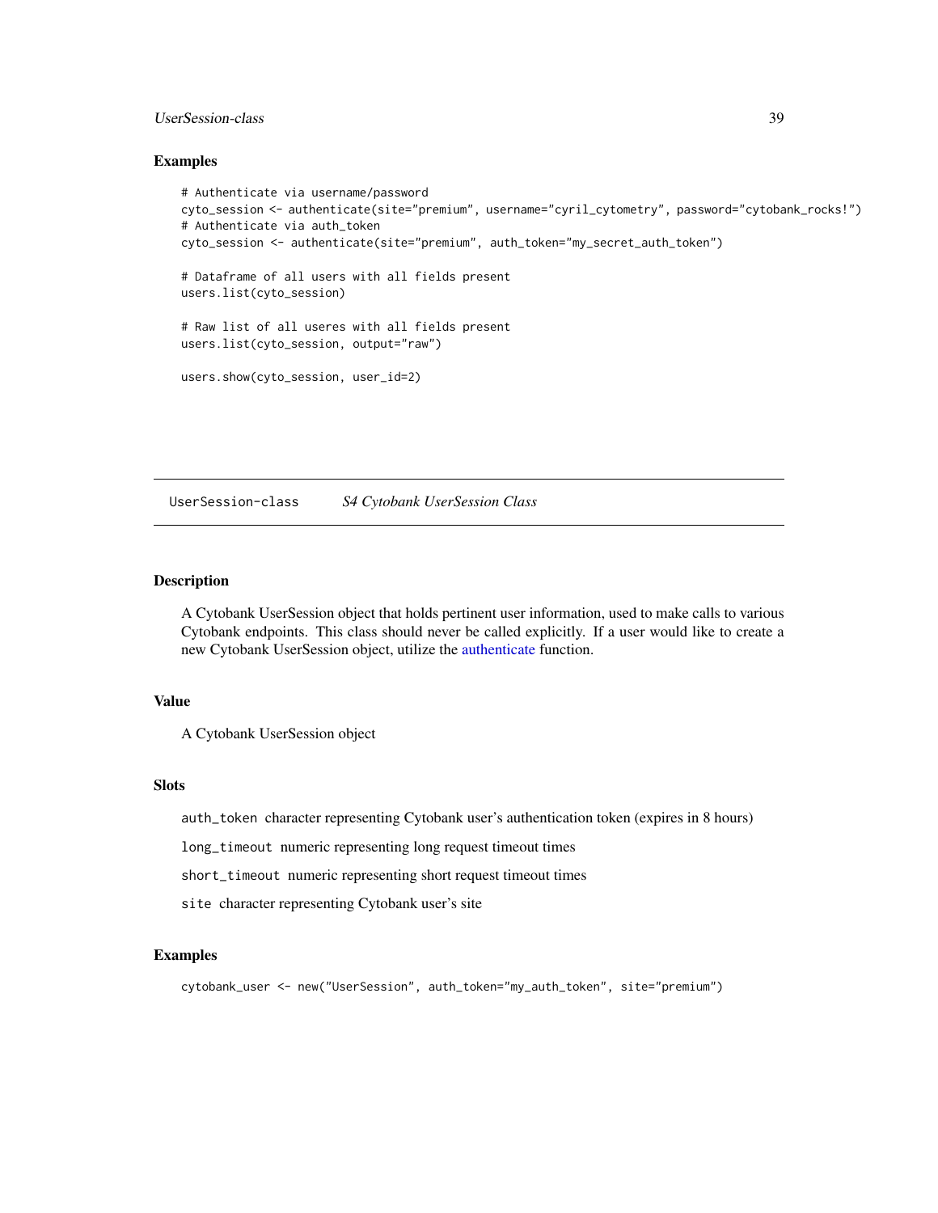## Examples

```
# Authenticate via username/password
cyto_session <- authenticate(site="premium", username="cyril_cytometry", password="cytobank_rocks!")
# Authenticate via auth_token
cyto_session <- authenticate(site="premium", auth_token="my_secret_auth_token")

# Dataframe of all users with all fields present
users.list(cyto_session)

# Raw list of all useres with all fields present
users.list(cyto_session, output="raw")

users.show(cyto_session, user_id=2)
```

---

# UserSession-class *S4 Cytobank UserSession Class*

---

## Description

A Cytobank UserSession object that holds pertinent user information, used to make calls to various Cytobank endpoints. This class should never be called explicitly. If a user would like to create a new Cytobank UserSession object, utilize the authenticate function.

## Value

A Cytobank UserSession object

## Slots

`auth_token` character representing Cytobank user's authentication token (expires in 8 hours)

`long_timeout` numeric representing long request timeout times

`short_timeout` numeric representing short request timeout times

`site` character representing Cytobank user's site

## Examples

```
cytobank_user <- new("UserSession", auth_token="my_auth_token", site="premium")
```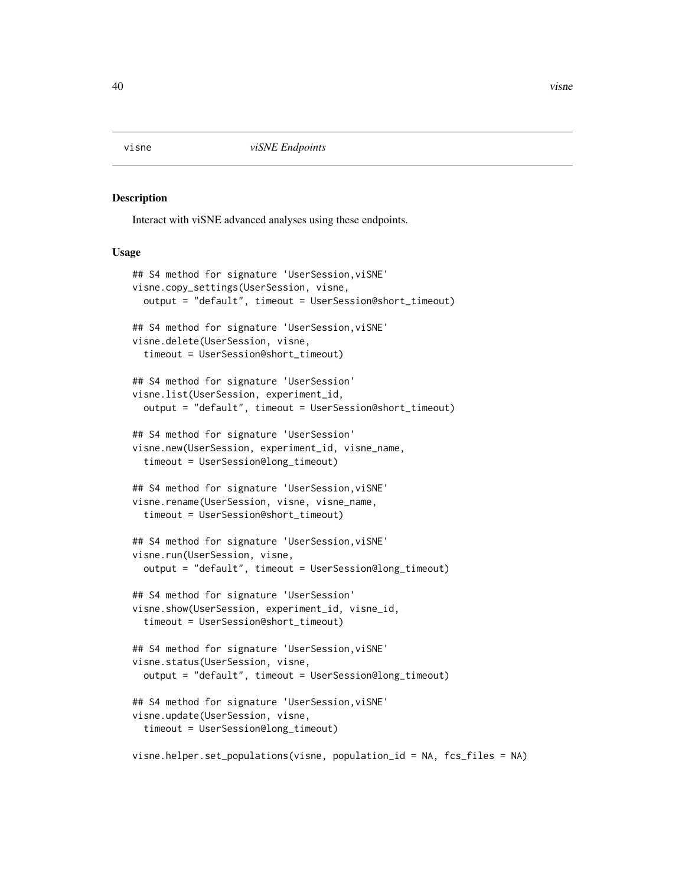visne *viSNE Endpoints*

## Description

Interact with viSNE advanced analyses using these endpoints.

## Usage

```
## S4 method for signature 'UserSession,viSNE'
visne.copy_settings(UserSession, visne,
  output = "default", timeout = UserSession@short_timeout)

## S4 method for signature 'UserSession,viSNE'
visne.delete(UserSession, visne,
  timeout = UserSession@short_timeout)

## S4 method for signature 'UserSession'
visne.list(UserSession, experiment_id,
  output = "default", timeout = UserSession@short_timeout)

## S4 method for signature 'UserSession'
visne.new(UserSession, experiment_id, visne_name,
  timeout = UserSession@long_timeout)

## S4 method for signature 'UserSession,viSNE'
visne.rename(UserSession, visne, visne_name,
  timeout = UserSession@short_timeout)

## S4 method for signature 'UserSession,viSNE'
visne.run(UserSession, visne,
  output = "default", timeout = UserSession@long_timeout)

## S4 method for signature 'UserSession'
visne.show(UserSession, experiment_id, visne_id,
  timeout = UserSession@short_timeout)

## S4 method for signature 'UserSession,viSNE'
visne.status(UserSession, visne,
  output = "default", timeout = UserSession@long_timeout)

## S4 method for signature 'UserSession,viSNE'
visne.update(UserSession, visne,
  timeout = UserSession@long_timeout)

visne.helper.set_populations(visne, population_id = NA, fcs_files = NA)
```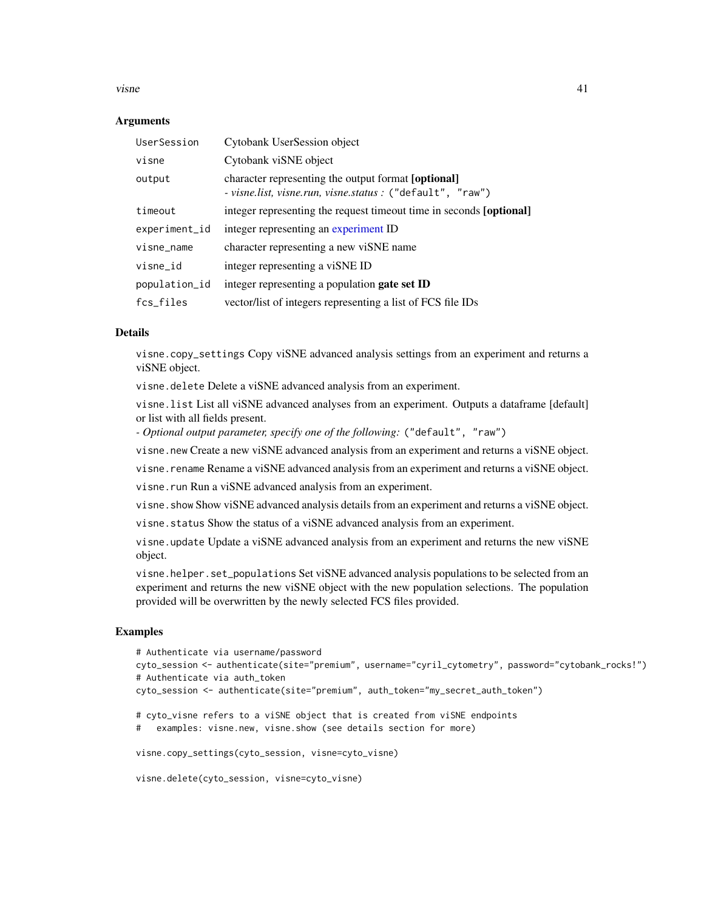### Arguments

| | |
|---|---|
| UserSession | Cytobank UserSession object |
| visne | Cytobank viSNE object |
| output | character representing the output format **[optional]**<br>*- visne.list, visne.run, visne.status :* ("default", "raw") |
| timeout | integer representing the request timeout time in seconds **[optional]** |
| experiment_id | integer representing an experiment ID |
| visne_name | character representing a new viSNE name |
| visne_id | integer representing a viSNE ID |
| population_id | integer representing a population **gate set ID** |
| fcs_files | vector/list of integers representing a list of FCS file IDs |

### Details

`visne.copy_settings` Copy viSNE advanced analysis settings from an experiment and returns a viSNE object.

`visne.delete` Delete a viSNE advanced analysis from an experiment.

`visne.list` List all viSNE advanced analyses from an experiment. Outputs a dataframe [default] or list with all fields present.
*- Optional output parameter, specify one of the following:* ("default", "raw")

`visne.new` Create a new viSNE advanced analysis from an experiment and returns a viSNE object.

`visne.rename` Rename a viSNE advanced analysis from an experiment and returns a viSNE object.

`visne.run` Run a viSNE advanced analysis from an experiment.

`visne.show` Show viSNE advanced analysis details from an experiment and returns a viSNE object.

`visne.status` Show the status of a viSNE advanced analysis from an experiment.

`visne.update` Update a viSNE advanced analysis from an experiment and returns the new viSNE object.

`visne.helper.set_populations` Set viSNE advanced analysis populations to be selected from an experiment and returns the new viSNE object with the new population selections. The population provided will be overwritten by the newly selected FCS files provided.

### Examples

```
# Authenticate via username/password
cyto_session <- authenticate(site="premium", username="cyril_cytometry", password="cytobank_rocks!")
# Authenticate via auth_token
cyto_session <- authenticate(site="premium", auth_token="my_secret_auth_token")

# cyto_visne refers to a viSNE object that is created from viSNE endpoints
#   examples: visne.new, visne.show (see details section for more)

visne.copy_settings(cyto_session, visne=cyto_visne)

visne.delete(cyto_session, visne=cyto_visne)
```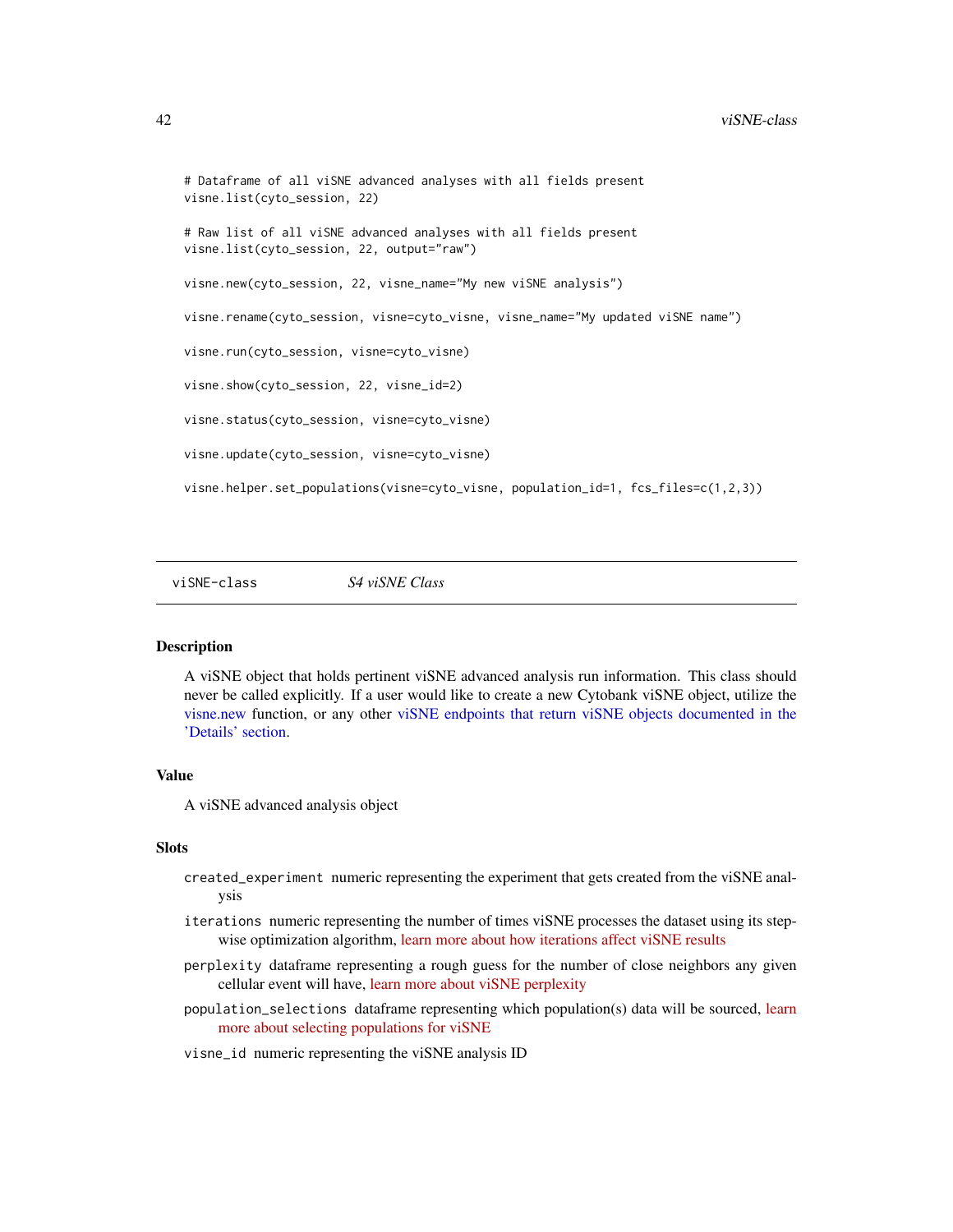```
# Dataframe of all viSNE advanced analyses with all fields present
visne.list(cyto_session, 22)

# Raw list of all viSNE advanced analyses with all fields present
visne.list(cyto_session, 22, output="raw")

visne.new(cyto_session, 22, visne_name="My new viSNE analysis")

visne.rename(cyto_session, visne=cyto_visne, visne_name="My updated viSNE name")

visne.run(cyto_session, visne=cyto_visne)

visne.show(cyto_session, 22, visne_id=2)

visne.status(cyto_session, visne=cyto_visne)

visne.update(cyto_session, visne=cyto_visne)

visne.helper.set_populations(visne=cyto_visne, population_id=1, fcs_files=c(1,2,3))
```

## viSNE-class — *S4 viSNE Class*

### Description

A viSNE object that holds pertinent viSNE advanced analysis run information. This class should never be called explicitly. If a user would like to create a new Cytobank viSNE object, utilize the visne.new function, or any other viSNE endpoints that return viSNE objects documented in the 'Details' section.

### Value

A viSNE advanced analysis object

### Slots

- `created_experiment` numeric representing the experiment that gets created from the viSNE analysis
- `iterations` numeric representing the number of times viSNE processes the dataset using its stepwise optimization algorithm, learn more about how iterations affect viSNE results
- `perplexity` dataframe representing a rough guess for the number of close neighbors any given cellular event will have, learn more about viSNE perplexity
- `population_selections` dataframe representing which population(s) data will be sourced, learn more about selecting populations for viSNE
- `visne_id` numeric representing the viSNE analysis ID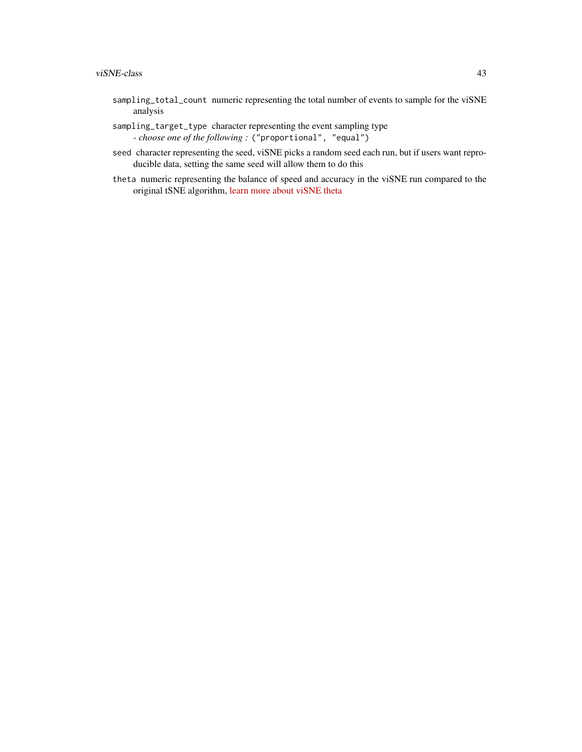- `sampling_total_count` numeric representing the total number of events to sample for the viSNE analysis
- `sampling_target_type` character representing the event sampling type
  - *choose one of the following :* `("proportional", "equal")`
- `seed` character representing the seed, viSNE picks a random seed each run, but if users want reproducible data, setting the same seed will allow them to do this
- `theta` numeric representing the balance of speed and accuracy in the viSNE run compared to the original tSNE algorithm, learn more about viSNE theta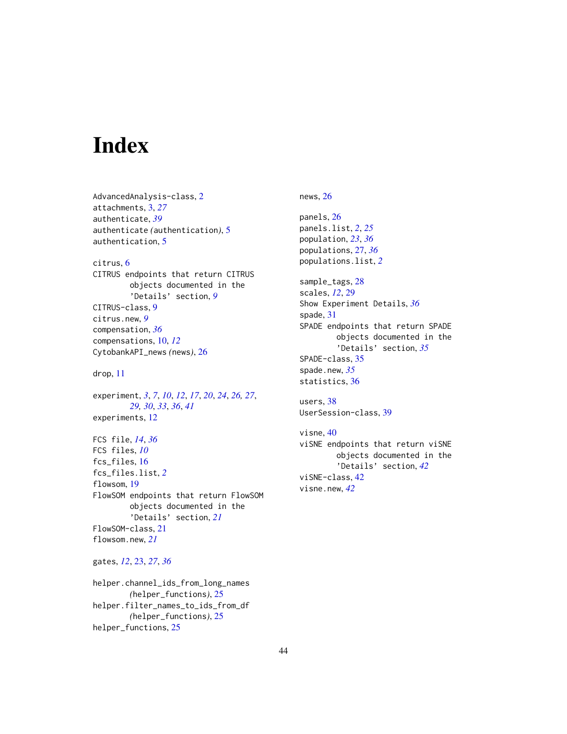# Index

AdvancedAnalysis-class, 2
attachments, 3, *27*
authenticate, *39*
authenticate *(*authentication*)*, 5
authentication, 5

citrus, 6
CITRUS endpoints that return CITRUS objects documented in the 'Details' section, *9*
CITRUS-class, 9
citrus.new, *9*
compensation, *36*
compensations, 10, *12*
CytobankAPI_news *(*news*)*, 26

drop, 11

experiment, *3*, *7*, *10*, *12*, *17*, *20*, *24*, *26, 27*, *29, 30*, *33*, *36*, *41*
experiments, 12

FCS file, *14*, *36*
FCS files, *10*
fcs_files, 16
fcs_files.list, *2*
flowsom, 19
FlowSOM endpoints that return FlowSOM objects documented in the 'Details' section, *21*
FlowSOM-class, 21
flowsom.new, *21*

gates, *12*, 23, *27*, *36*

helper.channel_ids_from_long_names *(*helper_functions*)*, 25
helper.filter_names_to_ids_from_df *(*helper_functions*)*, 25
helper_functions, 25

news, 26

panels, 26
panels.list, *2*, *25*
population, *23*, *36*
populations, 27, *36*
populations.list, *2*

sample_tags, 28
scales, *12*, 29
Show Experiment Details, *36*
spade, 31
SPADE endpoints that return SPADE objects documented in the 'Details' section, *35*
SPADE-class, 35
spade.new, *35*
statistics, 36

users, 38
UserSession-class, 39

visne, 40
viSNE endpoints that return viSNE objects documented in the 'Details' section, *42*
viSNE-class, 42
visne.new, *42*